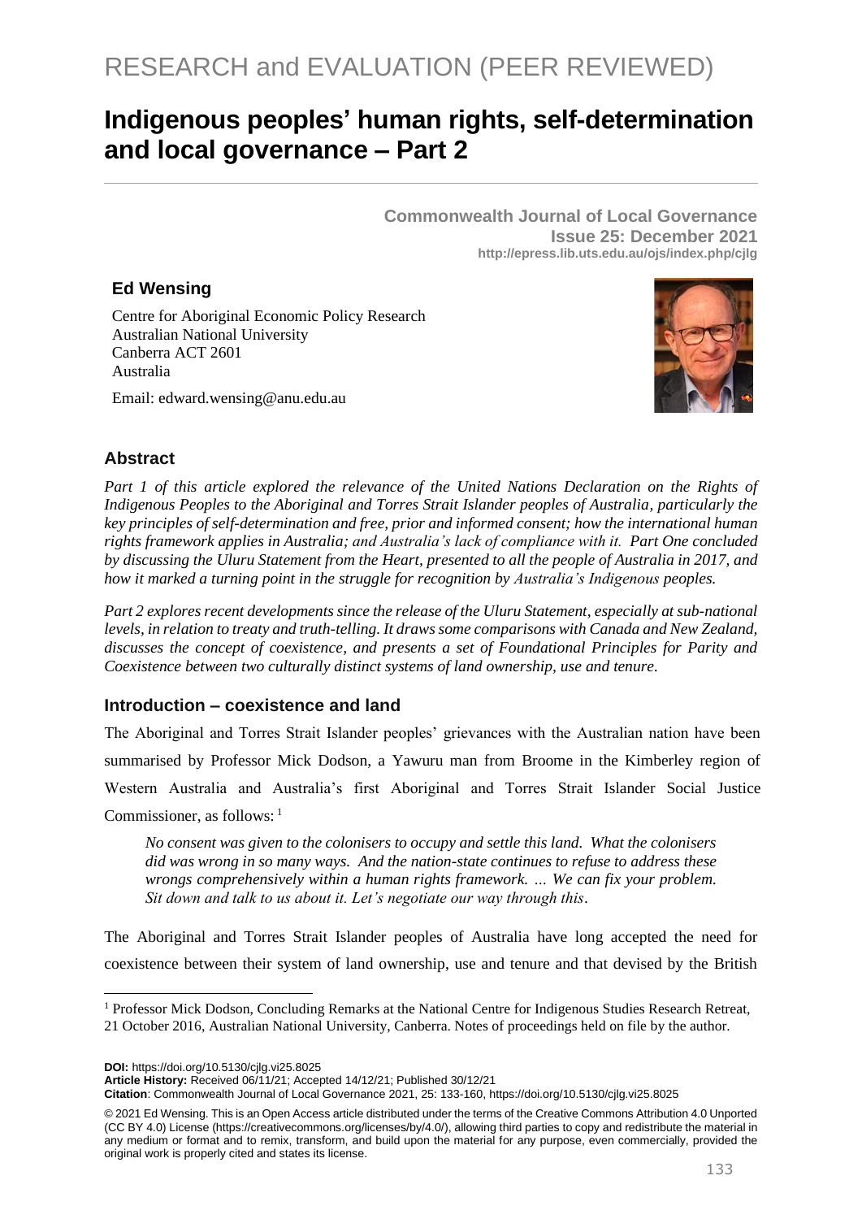RESEARCH and EVALUATION (PEER REVIEWED)

# Indigenous peoples' human rights, self-determination and local governance – Part 2

**Commonwealth Journal of Local Governance**
**Issue 25: December 2021**
http://epress.lib.uts.edu.au/ojs/index.php/cjlg

**Ed Wensing**

Centre for Aboriginal Economic Policy Research
Australian National University
Canberra ACT 2601
Australia

Email: edward.wensing@anu.edu.au

## Abstract

*Part 1 of this article explored the relevance of the United Nations Declaration on the Rights of Indigenous Peoples to the Aboriginal and Torres Strait Islander peoples of Australia, particularly the key principles of self-determination and free, prior and informed consent; how the international human rights framework applies in Australia; and Australia's lack of compliance with it. Part One concluded by discussing the Uluru Statement from the Heart, presented to all the people of Australia in 2017, and how it marked a turning point in the struggle for recognition by Australia's Indigenous peoples.*

*Part 2 explores recent developments since the release of the Uluru Statement, especially at sub-national levels, in relation to treaty and truth-telling. It draws some comparisons with Canada and New Zealand, discusses the concept of coexistence, and presents a set of Foundational Principles for Parity and Coexistence between two culturally distinct systems of land ownership, use and tenure.*

## Introduction – coexistence and land

The Aboriginal and Torres Strait Islander peoples' grievances with the Australian nation have been summarised by Professor Mick Dodson, a Yawuru man from Broome in the Kimberley region of Western Australia and Australia's first Aboriginal and Torres Strait Islander Social Justice Commissioner, as follows: [1]

> *No consent was given to the colonisers to occupy and settle this land. What the colonisers did was wrong in so many ways. And the nation-state continues to refuse to address these wrongs comprehensively within a human rights framework. … We can fix your problem. Sit down and talk to us about it. Let's negotiate our way through this.*

The Aboriginal and Torres Strait Islander peoples of Australia have long accepted the need for coexistence between their system of land ownership, use and tenure and that devised by the British

[1] Professor Mick Dodson, Concluding Remarks at the National Centre for Indigenous Studies Research Retreat, 21 October 2016, Australian National University, Canberra. Notes of proceedings held on file by the author.

**DOI:** https://doi.org/10.5130/cjlg.vi25.8025
**Article History:** Received 06/11/21; Accepted 14/12/21; Published 30/12/21
**Citation**: Commonwealth Journal of Local Governance 2021, 25: 133-160, https://doi.org/10.5130/cjlg.vi25.8025

© 2021 Ed Wensing. This is an Open Access article distributed under the terms of the Creative Commons Attribution 4.0 Unported (CC BY 4.0) License (https://creativecommons.org/licenses/by/4.0/), allowing third parties to copy and redistribute the material in any medium or format and to remix, transform, and build upon the material for any purpose, even commercially, provided the original work is properly cited and states its license.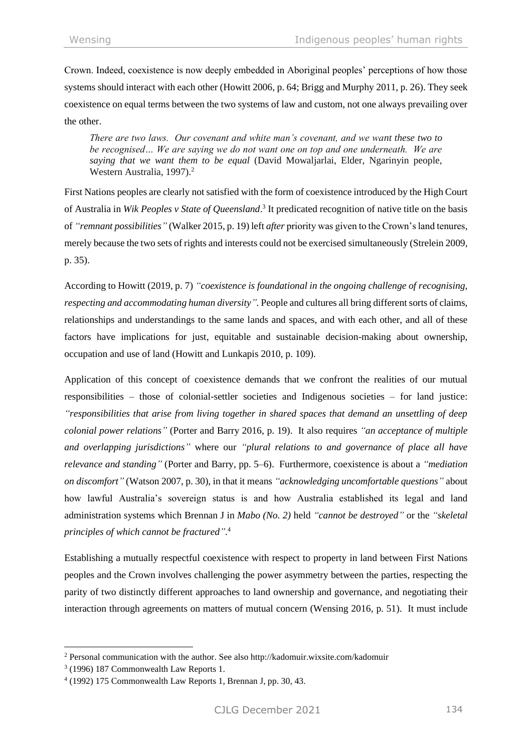Crown. Indeed, coexistence is now deeply embedded in Aboriginal peoples' perceptions of how those systems should interact with each other (Howitt 2006, p. 64; Brigg and Murphy 2011, p. 26). They seek coexistence on equal terms between the two systems of law and custom, not one always prevailing over the other.

> *There are two laws. Our covenant and white man's covenant, and we want these two to be recognised… We are saying we do not want one on top and one underneath. We are saying that we want them to be equal* (David Mowaljarlai, Elder, Ngarinyin people, Western Australia, 1997).[2]

First Nations peoples are clearly not satisfied with the form of coexistence introduced by the High Court of Australia in *Wik Peoples v State of Queensland*.[3] It predicated recognition of native title on the basis of *"remnant possibilities"* (Walker 2015, p. 19) left *after* priority was given to the Crown's land tenures, merely because the two sets of rights and interests could not be exercised simultaneously (Strelein 2009, p. 35).

According to Howitt (2019, p. 7) *"coexistence is foundational in the ongoing challenge of recognising, respecting and accommodating human diversity"*. People and cultures all bring different sorts of claims, relationships and understandings to the same lands and spaces, and with each other, and all of these factors have implications for just, equitable and sustainable decision-making about ownership, occupation and use of land (Howitt and Lunkapis 2010, p. 109).

Application of this concept of coexistence demands that we confront the realities of our mutual responsibilities – those of colonial-settler societies and Indigenous societies – for land justice: *"responsibilities that arise from living together in shared spaces that demand an unsettling of deep colonial power relations"* (Porter and Barry 2016, p. 19). It also requires *"an acceptance of multiple and overlapping jurisdictions"* where our *"plural relations to and governance of place all have relevance and standing"* (Porter and Barry, pp. 5–6). Furthermore, coexistence is about a *"mediation on discomfort"* (Watson 2007, p. 30), in that it means *"acknowledging uncomfortable questions"* about how lawful Australia's sovereign status is and how Australia established its legal and land administration systems which Brennan J in *Mabo (No. 2)* held *"cannot be destroyed"* or the *"skeletal principles of which cannot be fractured"*.[4]

Establishing a mutually respectful coexistence with respect to property in land between First Nations peoples and the Crown involves challenging the power asymmetry between the parties, respecting the parity of two distinctly different approaches to land ownership and governance, and negotiating their interaction through agreements on matters of mutual concern (Wensing 2016, p. 51). It must include

---

[2] Personal communication with the author. See also http://kadomuir.wixsite.com/kadomuir

[3] (1996) 187 Commonwealth Law Reports 1.

[4] (1992) 175 Commonwealth Law Reports 1, Brennan J, pp. 30, 43.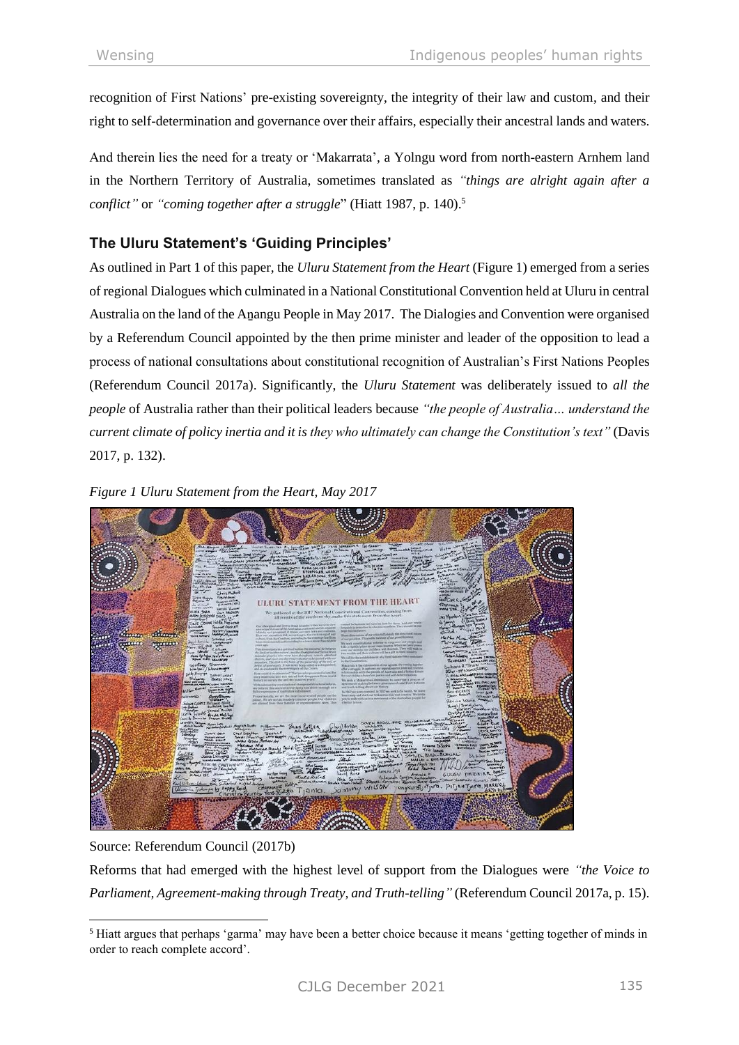recognition of First Nations' pre-existing sovereignty, the integrity of their law and custom, and their right to self-determination and governance over their affairs, especially their ancestral lands and waters.

And therein lies the need for a treaty or 'Makarrata', a Yolngu word from north-eastern Arnhem land in the Northern Territory of Australia, sometimes translated as *"things are alright again after a conflict"* or *"coming together after a struggle*" (Hiatt 1987, p. 140).[5]

## The Uluru Statement's 'Guiding Principles'

As outlined in Part 1 of this paper, the *Uluru Statement from the Heart* (Figure 1) emerged from a series of regional Dialogues which culminated in a National Constitutional Convention held at Uluru in central Australia on the land of the A<u>n</u>angu People in May 2017. The Dialogies and Convention were organised by a Referendum Council appointed by the then prime minister and leader of the opposition to lead a process of national consultations about constitutional recognition of Australian's First Nations Peoples (Referendum Council 2017a). Significantly, the *Uluru Statement* was deliberately issued to *all the people* of Australia rather than their political leaders because *"the people of Australia… understand the current climate of policy inertia and it is they who ultimately can change the Constitution's text"* (Davis 2017, p. 132).

*Figure 1 Uluru Statement from the Heart, May 2017*

Source: Referendum Council (2017b)

Reforms that had emerged with the highest level of support from the Dialogues were *"the Voice to Parliament, Agreement-making through Treaty, and Truth-telling"* (Referendum Council 2017a, p. 15).

[5] Hiatt argues that perhaps 'garma' may have been a better choice because it means 'getting together of minds in order to reach complete accord'.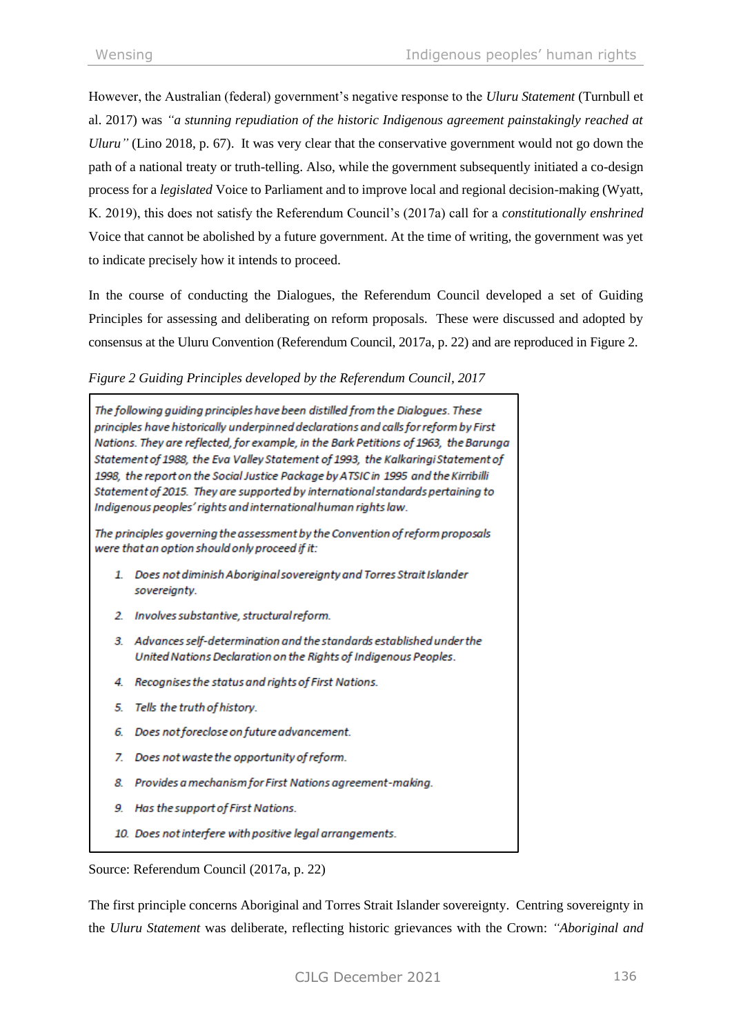However, the Australian (federal) government's negative response to the *Uluru Statement* (Turnbull et al. 2017) was *"a stunning repudiation of the historic Indigenous agreement painstakingly reached at Uluru"* (Lino 2018, p. 67). It was very clear that the conservative government would not go down the path of a national treaty or truth-telling. Also, while the government subsequently initiated a co-design process for a *legislated* Voice to Parliament and to improve local and regional decision-making (Wyatt, K. 2019), this does not satisfy the Referendum Council's (2017a) call for a *constitutionally enshrined* Voice that cannot be abolished by a future government. At the time of writing, the government was yet to indicate precisely how it intends to proceed.

In the course of conducting the Dialogues, the Referendum Council developed a set of Guiding Principles for assessing and deliberating on reform proposals. These were discussed and adopted by consensus at the Uluru Convention (Referendum Council, 2017a, p. 22) and are reproduced in Figure 2.

*Figure 2 Guiding Principles developed by the Referendum Council, 2017*

> *The following guiding principles have been distilled from the Dialogues. These principles have historically underpinned declarations and calls for reform by First Nations. They are reflected, for example, in the Bark Petitions of 1963, the Barunga Statement of 1988, the Eva Valley Statement of 1993, the Kalkaringi Statement of 1998, the report on the Social Justice Package by ATSIC in 1995 and the Kirribilli Statement of 2015. They are supported by international standards pertaining to Indigenous peoples' rights and international human rights law.*
>
> *The principles governing the assessment by the Convention of reform proposals were that an option should only proceed if it:*
>
> 1. *Does not diminish Aboriginal sovereignty and Torres Strait Islander sovereignty.*
> 2. *Involves substantive, structural reform.*
> 3. *Advances self-determination and the standards established under the United Nations Declaration on the Rights of Indigenous Peoples.*
> 4. *Recognises the status and rights of First Nations.*
> 5. *Tells the truth of history.*
> 6. *Does not foreclose on future advancement.*
> 7. *Does not waste the opportunity of reform.*
> 8. *Provides a mechanism for First Nations agreement-making.*
> 9. *Has the support of First Nations.*
> 10. *Does not interfere with positive legal arrangements.*

Source: Referendum Council (2017a, p. 22)

The first principle concerns Aboriginal and Torres Strait Islander sovereignty. Centring sovereignty in the *Uluru Statement* was deliberate, reflecting historic grievances with the Crown: *"Aboriginal and*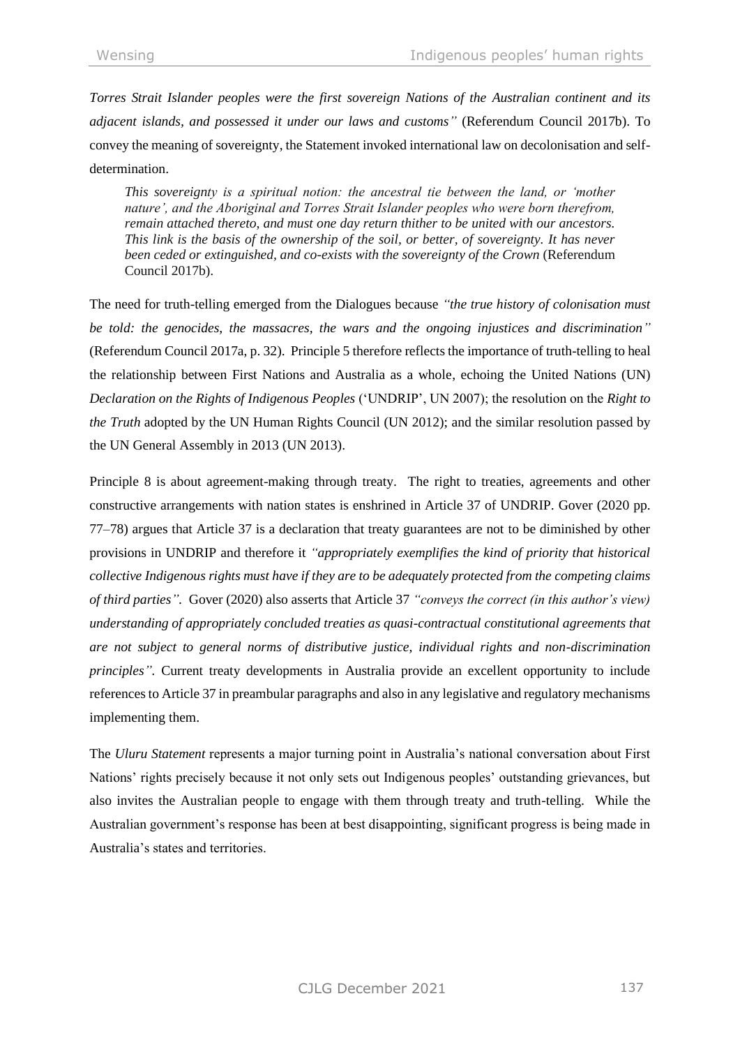*Torres Strait Islander peoples were the first sovereign Nations of the Australian continent and its adjacent islands, and possessed it under our laws and customs"* (Referendum Council 2017b). To convey the meaning of sovereignty, the Statement invoked international law on decolonisation and self-determination.

> *This sovereignty is a spiritual notion: the ancestral tie between the land, or 'mother nature', and the Aboriginal and Torres Strait Islander peoples who were born therefrom, remain attached thereto, and must one day return thither to be united with our ancestors. This link is the basis of the ownership of the soil, or better, of sovereignty. It has never been ceded or extinguished, and co-exists with the sovereignty of the Crown* (Referendum Council 2017b).

The need for truth-telling emerged from the Dialogues because *"the true history of colonisation must be told: the genocides, the massacres, the wars and the ongoing injustices and discrimination"* (Referendum Council 2017a, p. 32). Principle 5 therefore reflects the importance of truth-telling to heal the relationship between First Nations and Australia as a whole, echoing the United Nations (UN) *Declaration on the Rights of Indigenous Peoples* ('UNDRIP', UN 2007); the resolution on the *Right to the Truth* adopted by the UN Human Rights Council (UN 2012); and the similar resolution passed by the UN General Assembly in 2013 (UN 2013).

Principle 8 is about agreement-making through treaty. The right to treaties, agreements and other constructive arrangements with nation states is enshrined in Article 37 of UNDRIP. Gover (2020 pp. 77–78) argues that Article 37 is a declaration that treaty guarantees are not to be diminished by other provisions in UNDRIP and therefore it *"appropriately exemplifies the kind of priority that historical collective Indigenous rights must have if they are to be adequately protected from the competing claims of third parties"*. Gover (2020) also asserts that Article 37 *"conveys the correct (in this author's view) understanding of appropriately concluded treaties as quasi-contractual constitutional agreements that are not subject to general norms of distributive justice, individual rights and non-discrimination principles"*. Current treaty developments in Australia provide an excellent opportunity to include references to Article 37 in preambular paragraphs and also in any legislative and regulatory mechanisms implementing them.

The *Uluru Statement* represents a major turning point in Australia's national conversation about First Nations' rights precisely because it not only sets out Indigenous peoples' outstanding grievances, but also invites the Australian people to engage with them through treaty and truth-telling. While the Australian government's response has been at best disappointing, significant progress is being made in Australia's states and territories.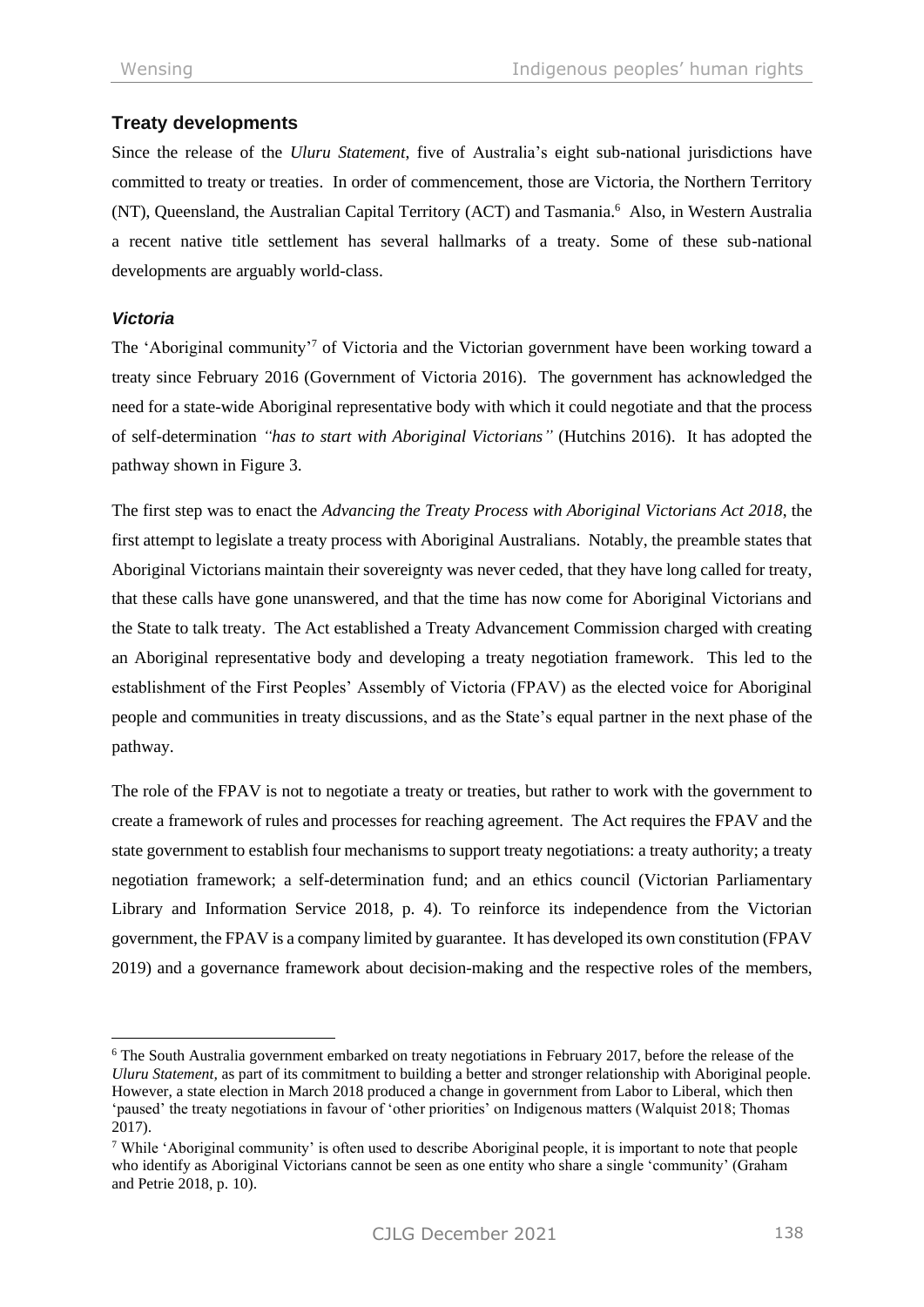## Treaty developments

Since the release of the *Uluru Statement*, five of Australia's eight sub-national jurisdictions have committed to treaty or treaties. In order of commencement, those are Victoria, the Northern Territory (NT), Queensland, the Australian Capital Territory (ACT) and Tasmania.[6] Also, in Western Australia a recent native title settlement has several hallmarks of a treaty. Some of these sub-national developments are arguably world-class.

### *Victoria*

The 'Aboriginal community'[7] of Victoria and the Victorian government have been working toward a treaty since February 2016 (Government of Victoria 2016). The government has acknowledged the need for a state-wide Aboriginal representative body with which it could negotiate and that the process of self-determination *"has to start with Aboriginal Victorians"* (Hutchins 2016). It has adopted the pathway shown in Figure 3.

The first step was to enact the *Advancing the Treaty Process with Aboriginal Victorians Act 2018*, the first attempt to legislate a treaty process with Aboriginal Australians. Notably, the preamble states that Aboriginal Victorians maintain their sovereignty was never ceded, that they have long called for treaty, that these calls have gone unanswered, and that the time has now come for Aboriginal Victorians and the State to talk treaty. The Act established a Treaty Advancement Commission charged with creating an Aboriginal representative body and developing a treaty negotiation framework. This led to the establishment of the First Peoples' Assembly of Victoria (FPAV) as the elected voice for Aboriginal people and communities in treaty discussions, and as the State's equal partner in the next phase of the pathway.

The role of the FPAV is not to negotiate a treaty or treaties, but rather to work with the government to create a framework of rules and processes for reaching agreement. The Act requires the FPAV and the state government to establish four mechanisms to support treaty negotiations: a treaty authority; a treaty negotiation framework; a self-determination fund; and an ethics council (Victorian Parliamentary Library and Information Service 2018, p. 4). To reinforce its independence from the Victorian government, the FPAV is a company limited by guarantee. It has developed its own constitution (FPAV 2019) and a governance framework about decision-making and the respective roles of the members,

---

[6] The South Australia government embarked on treaty negotiations in February 2017, before the release of the *Uluru Statement,* as part of its commitment to building a better and stronger relationship with Aboriginal people. However, a state election in March 2018 produced a change in government from Labor to Liberal, which then 'paused' the treaty negotiations in favour of 'other priorities' on Indigenous matters (Walquist 2018; Thomas 2017).

[7] While 'Aboriginal community' is often used to describe Aboriginal people, it is important to note that people who identify as Aboriginal Victorians cannot be seen as one entity who share a single 'community' (Graham and Petrie 2018, p. 10).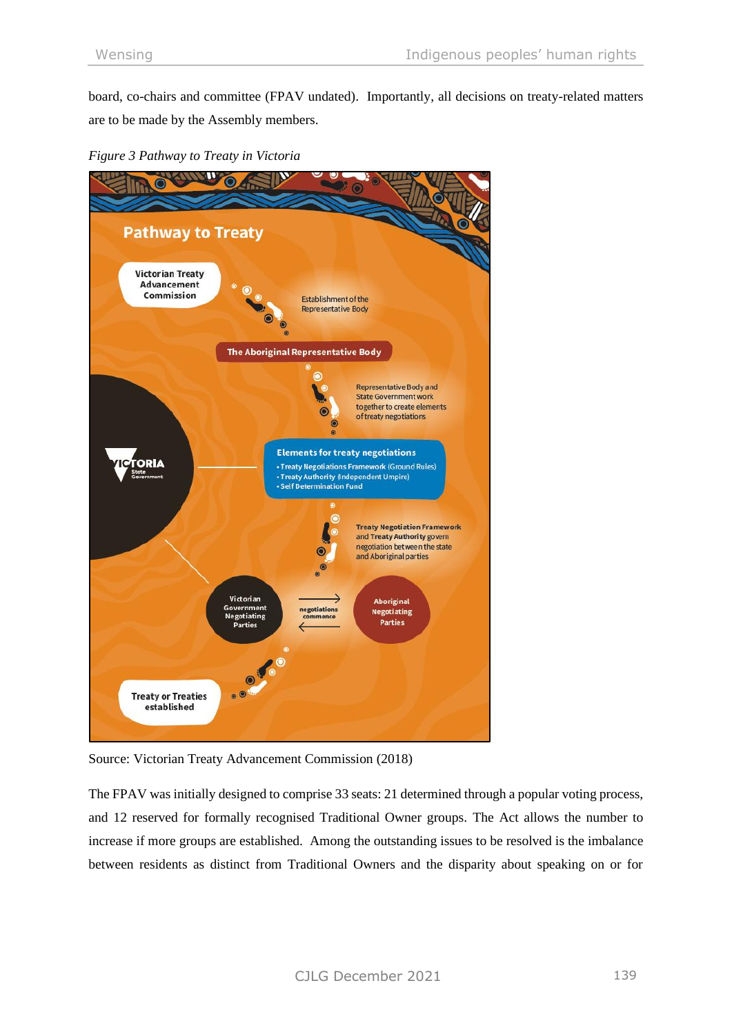board, co-chairs and committee (FPAV undated). Importantly, all decisions on treaty-related matters are to be made by the Assembly members.

*Figure 3 Pathway to Treaty in Victoria*

**Pathway to Treaty**

Victorian Treaty Advancement Commission

Establishment of the Representative Body

The Aboriginal Representative Body

Representative Body and State Government work together to create elements of treaty negotiations

VICTORIA State Government

Elements for treaty negotiations

- Treaty Negotiations Framework (Ground Rules)
- Treaty Authority (Independent Umpire)
- Self Determination Fund

Treaty Negotiation Framework and Treaty Authority govern negotiation between the state and Aboriginal parties

Victorian Government Negotiating Parties

negotiations commence

Aboriginal Negotiating Parties

Treaty or Treaties established

Source: Victorian Treaty Advancement Commission (2018)

The FPAV was initially designed to comprise 33 seats: 21 determined through a popular voting process, and 12 reserved for formally recognised Traditional Owner groups. The Act allows the number to increase if more groups are established. Among the outstanding issues to be resolved is the imbalance between residents as distinct from Traditional Owners and the disparity about speaking on or for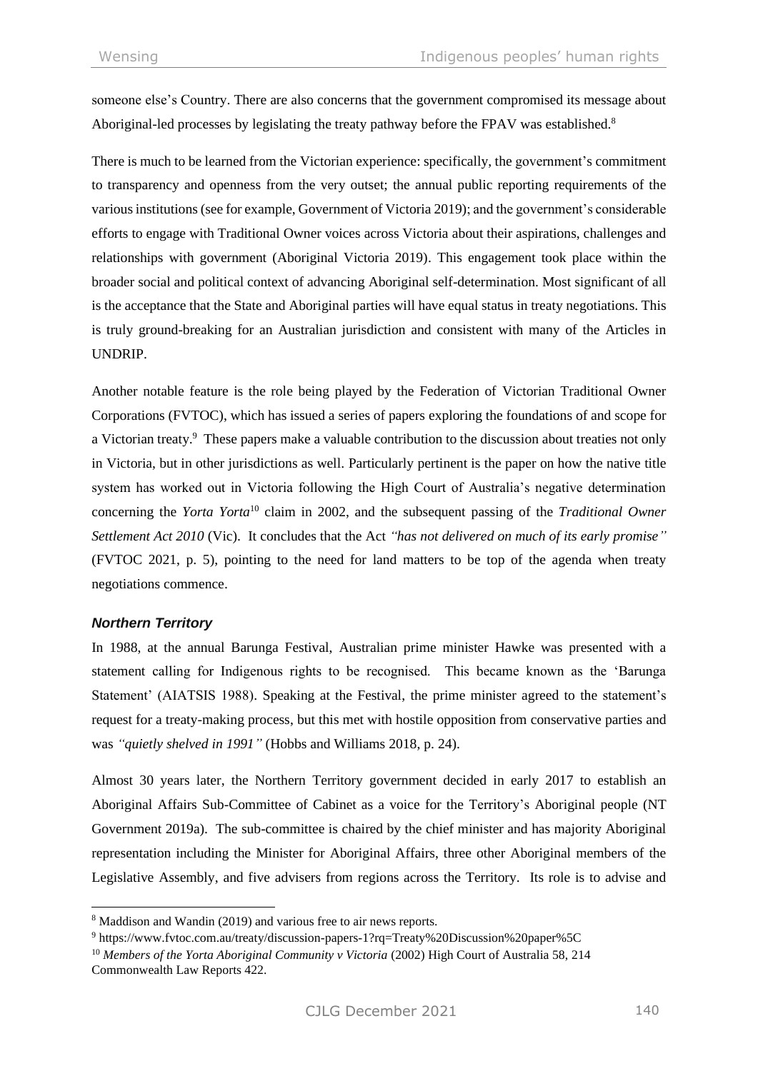someone else's Country. There are also concerns that the government compromised its message about Aboriginal-led processes by legislating the treaty pathway before the FPAV was established.[8]

There is much to be learned from the Victorian experience: specifically, the government's commitment to transparency and openness from the very outset; the annual public reporting requirements of the various institutions (see for example, Government of Victoria 2019); and the government's considerable efforts to engage with Traditional Owner voices across Victoria about their aspirations, challenges and relationships with government (Aboriginal Victoria 2019). This engagement took place within the broader social and political context of advancing Aboriginal self-determination. Most significant of all is the acceptance that the State and Aboriginal parties will have equal status in treaty negotiations. This is truly ground-breaking for an Australian jurisdiction and consistent with many of the Articles in UNDRIP.

Another notable feature is the role being played by the Federation of Victorian Traditional Owner Corporations (FVTOC), which has issued a series of papers exploring the foundations of and scope for a Victorian treaty.[9] These papers make a valuable contribution to the discussion about treaties not only in Victoria, but in other jurisdictions as well. Particularly pertinent is the paper on how the native title system has worked out in Victoria following the High Court of Australia's negative determination concerning the *Yorta Yorta*[10] claim in 2002, and the subsequent passing of the *Traditional Owner Settlement Act 2010* (Vic). It concludes that the Act *"has not delivered on much of its early promise"* (FVTOC 2021, p. 5), pointing to the need for land matters to be top of the agenda when treaty negotiations commence.

### ***Northern Territory***

In 1988, at the annual Barunga Festival, Australian prime minister Hawke was presented with a statement calling for Indigenous rights to be recognised. This became known as the 'Barunga Statement' (AIATSIS 1988). Speaking at the Festival, the prime minister agreed to the statement's request for a treaty-making process, but this met with hostile opposition from conservative parties and was *"quietly shelved in 1991"* (Hobbs and Williams 2018, p. 24).

Almost 30 years later, the Northern Territory government decided in early 2017 to establish an Aboriginal Affairs Sub-Committee of Cabinet as a voice for the Territory's Aboriginal people (NT Government 2019a). The sub-committee is chaired by the chief minister and has majority Aboriginal representation including the Minister for Aboriginal Affairs, three other Aboriginal members of the Legislative Assembly, and five advisers from regions across the Territory. Its role is to advise and

---

[8] Maddison and Wandin (2019) and various free to air news reports.

[9] https://www.fvtoc.com.au/treaty/discussion-papers-1?rq=Treaty%20Discussion%20paper%5C

[10] *Members of the Yorta Aboriginal Community v Victoria* (2002) High Court of Australia 58, 214 Commonwealth Law Reports 422.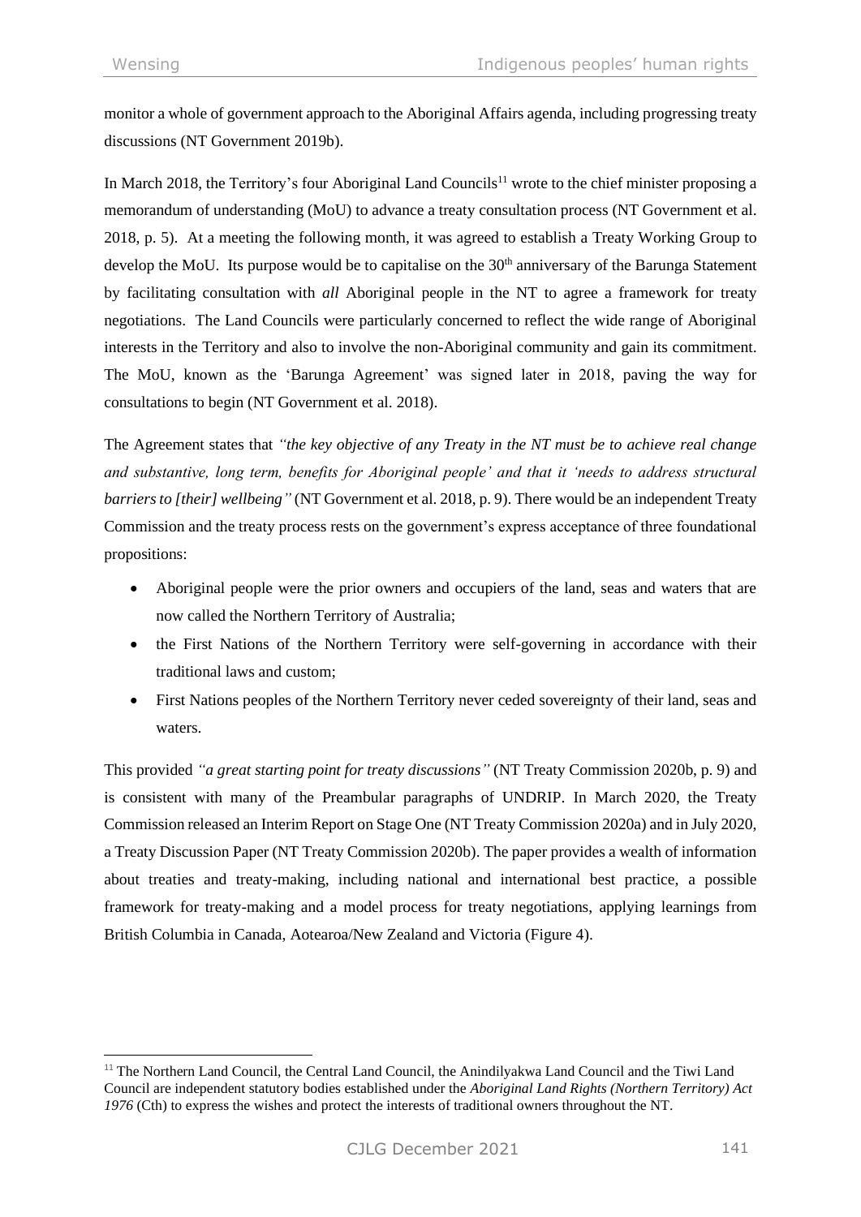monitor a whole of government approach to the Aboriginal Affairs agenda, including progressing treaty discussions (NT Government 2019b).

In March 2018, the Territory's four Aboriginal Land Councils[11] wrote to the chief minister proposing a memorandum of understanding (MoU) to advance a treaty consultation process (NT Government et al. 2018, p. 5). At a meeting the following month, it was agreed to establish a Treaty Working Group to develop the MoU. Its purpose would be to capitalise on the 30th anniversary of the Barunga Statement by facilitating consultation with *all* Aboriginal people in the NT to agree a framework for treaty negotiations. The Land Councils were particularly concerned to reflect the wide range of Aboriginal interests in the Territory and also to involve the non-Aboriginal community and gain its commitment. The MoU, known as the 'Barunga Agreement' was signed later in 2018, paving the way for consultations to begin (NT Government et al. 2018).

The Agreement states that *"the key objective of any Treaty in the NT must be to achieve real change and substantive, long term, benefits for Aboriginal people' and that it 'needs to address structural barriers to [their] wellbeing"* (NT Government et al. 2018, p. 9). There would be an independent Treaty Commission and the treaty process rests on the government's express acceptance of three foundational propositions:

- Aboriginal people were the prior owners and occupiers of the land, seas and waters that are now called the Northern Territory of Australia;
- the First Nations of the Northern Territory were self-governing in accordance with their traditional laws and custom;
- First Nations peoples of the Northern Territory never ceded sovereignty of their land, seas and waters.

This provided *"a great starting point for treaty discussions"* (NT Treaty Commission 2020b, p. 9) and is consistent with many of the Preambular paragraphs of UNDRIP. In March 2020, the Treaty Commission released an Interim Report on Stage One (NT Treaty Commission 2020a) and in July 2020, a Treaty Discussion Paper (NT Treaty Commission 2020b). The paper provides a wealth of information about treaties and treaty-making, including national and international best practice, a possible framework for treaty-making and a model process for treaty negotiations, applying learnings from British Columbia in Canada, Aotearoa/New Zealand and Victoria (Figure 4).

[11] The Northern Land Council, the Central Land Council, the Anindilyakwa Land Council and the Tiwi Land Council are independent statutory bodies established under the *Aboriginal Land Rights (Northern Territory) Act 1976* (Cth) to express the wishes and protect the interests of traditional owners throughout the NT.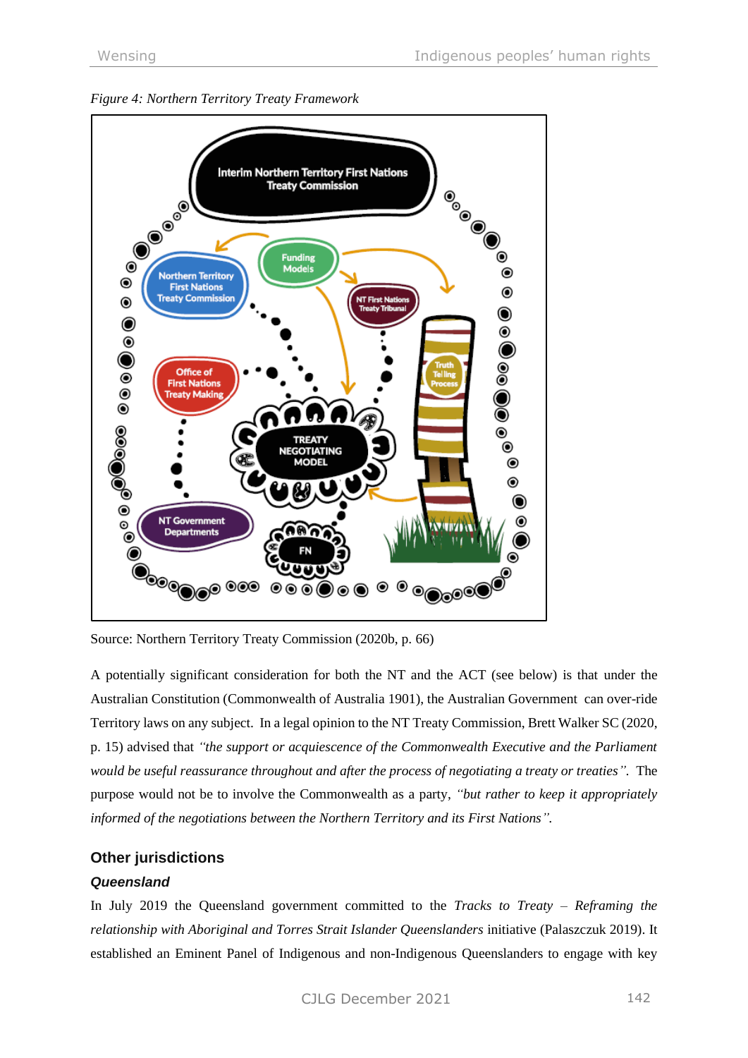*Figure 4: Northern Territory Treaty Framework*

Source: Northern Territory Treaty Commission (2020b, p. 66)

A potentially significant consideration for both the NT and the ACT (see below) is that under the Australian Constitution (Commonwealth of Australia 1901), the Australian Government can over-ride Territory laws on any subject. In a legal opinion to the NT Treaty Commission, Brett Walker SC (2020, p. 15) advised that *"the support or acquiescence of the Commonwealth Executive and the Parliament would be useful reassurance throughout and after the process of negotiating a treaty or treaties"*. The purpose would not be to involve the Commonwealth as a party, *"but rather to keep it appropriately informed of the negotiations between the Northern Territory and its First Nations"*.

## Other jurisdictions

### *Queensland*

In July 2019 the Queensland government committed to the *Tracks to Treaty – Reframing the relationship with Aboriginal and Torres Strait Islander Queenslanders* initiative (Palaszczuk 2019). It established an Eminent Panel of Indigenous and non-Indigenous Queenslanders to engage with key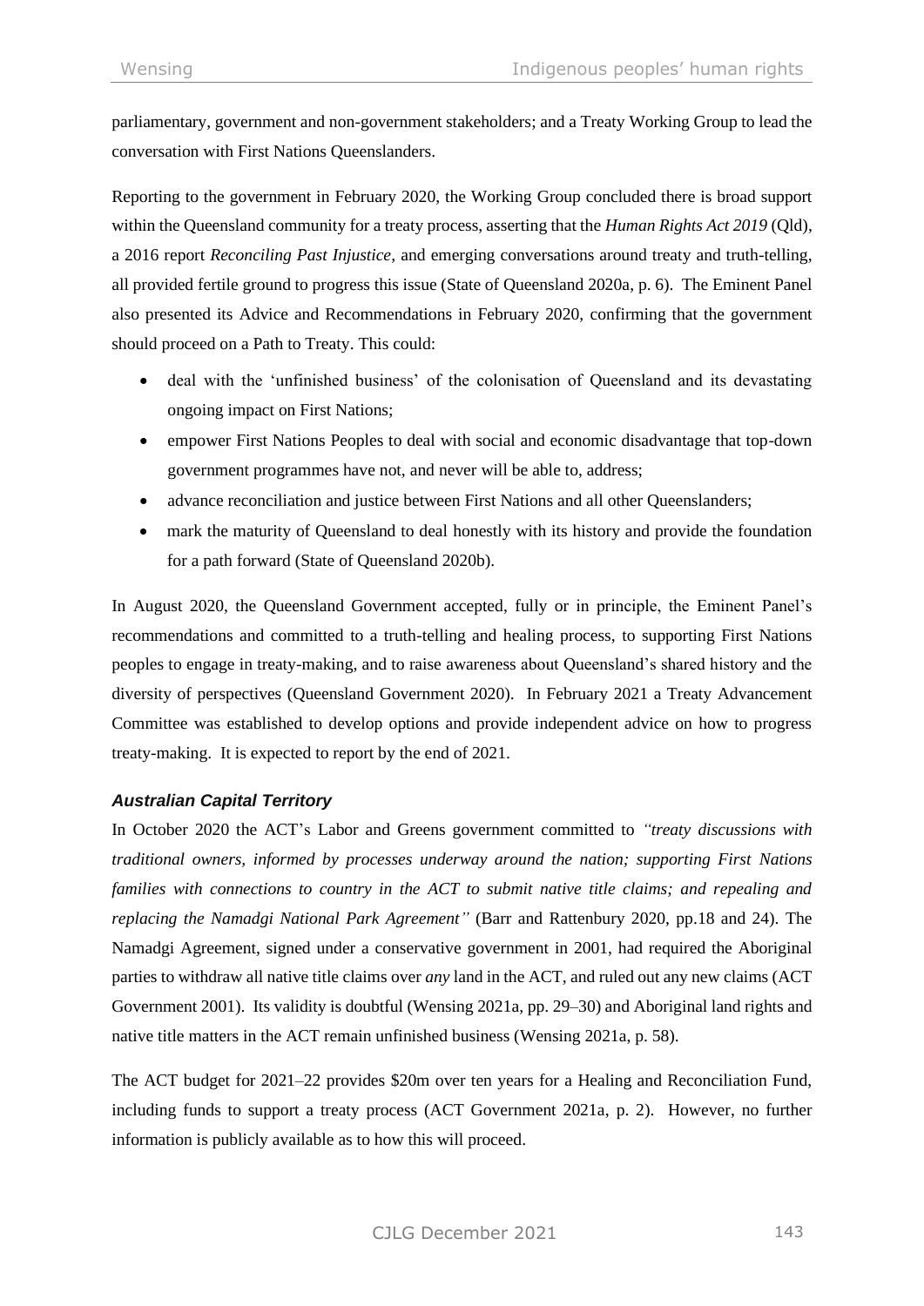parliamentary, government and non-government stakeholders; and a Treaty Working Group to lead the conversation with First Nations Queenslanders.

Reporting to the government in February 2020, the Working Group concluded there is broad support within the Queensland community for a treaty process, asserting that the *Human Rights Act 2019* (Qld), a 2016 report *Reconciling Past Injustice*, and emerging conversations around treaty and truth-telling, all provided fertile ground to progress this issue (State of Queensland 2020a, p. 6). The Eminent Panel also presented its Advice and Recommendations in February 2020, confirming that the government should proceed on a Path to Treaty. This could:

- deal with the 'unfinished business' of the colonisation of Queensland and its devastating ongoing impact on First Nations;
- empower First Nations Peoples to deal with social and economic disadvantage that top-down government programmes have not, and never will be able to, address;
- advance reconciliation and justice between First Nations and all other Queenslanders;
- mark the maturity of Queensland to deal honestly with its history and provide the foundation for a path forward (State of Queensland 2020b).

In August 2020, the Queensland Government accepted, fully or in principle, the Eminent Panel's recommendations and committed to a truth-telling and healing process, to supporting First Nations peoples to engage in treaty-making, and to raise awareness about Queensland's shared history and the diversity of perspectives (Queensland Government 2020). In February 2021 a Treaty Advancement Committee was established to develop options and provide independent advice on how to progress treaty-making. It is expected to report by the end of 2021.

### *Australian Capital Territory*

In October 2020 the ACT's Labor and Greens government committed to *"treaty discussions with traditional owners, informed by processes underway around the nation; supporting First Nations families with connections to country in the ACT to submit native title claims; and repealing and replacing the Namadgi National Park Agreement"* (Barr and Rattenbury 2020, pp.18 and 24). The Namadgi Agreement, signed under a conservative government in 2001, had required the Aboriginal parties to withdraw all native title claims over *any* land in the ACT, and ruled out any new claims (ACT Government 2001). Its validity is doubtful (Wensing 2021a, pp. 29–30) and Aboriginal land rights and native title matters in the ACT remain unfinished business (Wensing 2021a, p. 58).

The ACT budget for 2021–22 provides \$20m over ten years for a Healing and Reconciliation Fund, including funds to support a treaty process (ACT Government 2021a, p. 2). However, no further information is publicly available as to how this will proceed.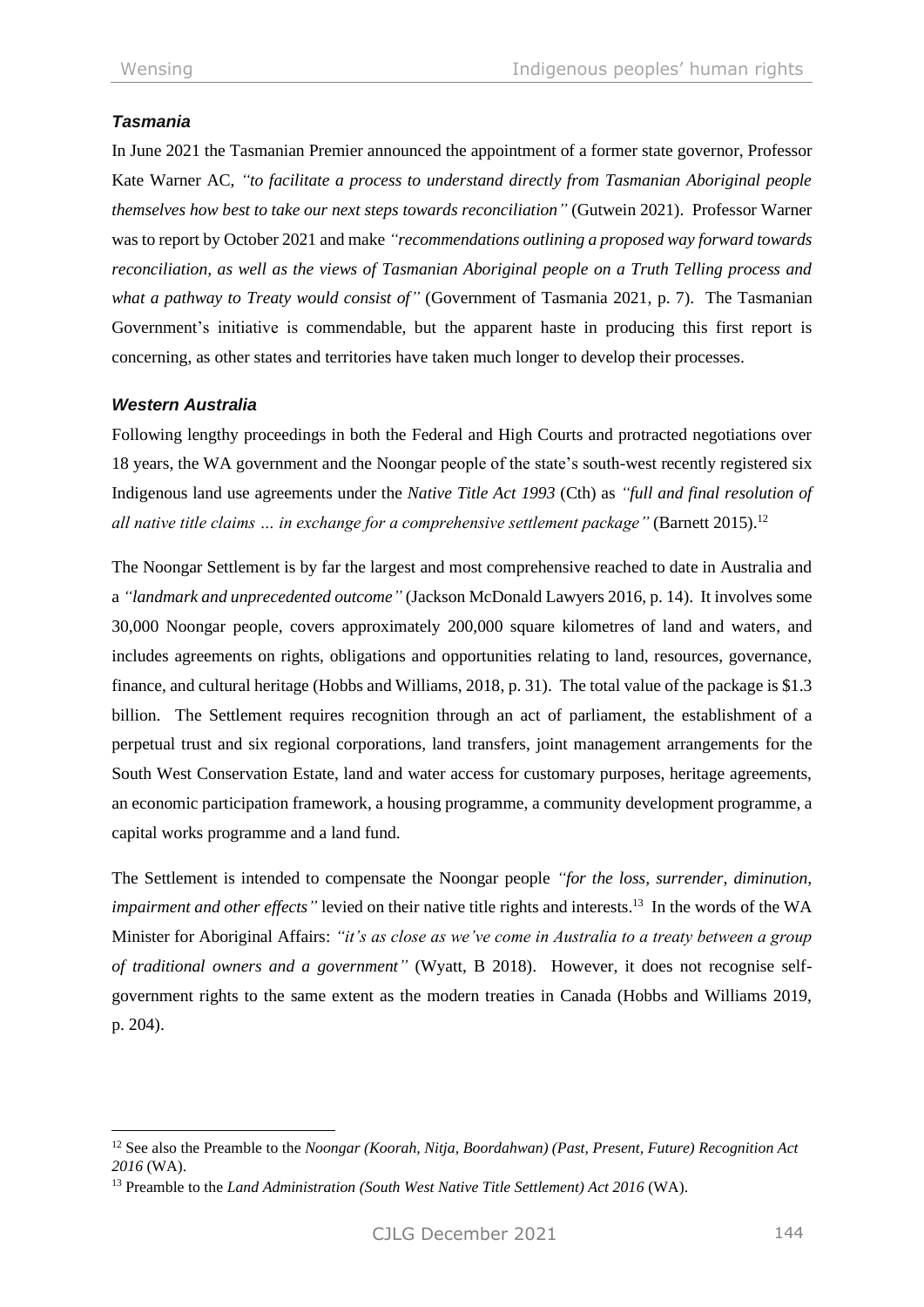### *Tasmania*

In June 2021 the Tasmanian Premier announced the appointment of a former state governor, Professor Kate Warner AC, *"to facilitate a process to understand directly from Tasmanian Aboriginal people themselves how best to take our next steps towards reconciliation"* (Gutwein 2021). Professor Warner was to report by October 2021 and make *"recommendations outlining a proposed way forward towards reconciliation, as well as the views of Tasmanian Aboriginal people on a Truth Telling process and what a pathway to Treaty would consist of"* (Government of Tasmania 2021, p. 7). The Tasmanian Government's initiative is commendable, but the apparent haste in producing this first report is concerning, as other states and territories have taken much longer to develop their processes.

### *Western Australia*

Following lengthy proceedings in both the Federal and High Courts and protracted negotiations over 18 years, the WA government and the Noongar people of the state's south-west recently registered six Indigenous land use agreements under the *Native Title Act 1993* (Cth) as *"full and final resolution of all native title claims … in exchange for a comprehensive settlement package"* (Barnett 2015).[12]

The Noongar Settlement is by far the largest and most comprehensive reached to date in Australia and a *"landmark and unprecedented outcome"* (Jackson McDonald Lawyers 2016, p. 14). It involves some 30,000 Noongar people, covers approximately 200,000 square kilometres of land and waters, and includes agreements on rights, obligations and opportunities relating to land, resources, governance, finance, and cultural heritage (Hobbs and Williams, 2018, p. 31). The total value of the package is $1.3 billion. The Settlement requires recognition through an act of parliament, the establishment of a perpetual trust and six regional corporations, land transfers, joint management arrangements for the South West Conservation Estate, land and water access for customary purposes, heritage agreements, an economic participation framework, a housing programme, a community development programme, a capital works programme and a land fund.

The Settlement is intended to compensate the Noongar people *"for the loss, surrender, diminution, impairment and other effects"* levied on their native title rights and interests.[13] In the words of the WA Minister for Aboriginal Affairs: *"it's as close as we've come in Australia to a treaty between a group of traditional owners and a government"* (Wyatt, B 2018). However, it does not recognise self-government rights to the same extent as the modern treaties in Canada (Hobbs and Williams 2019, p. 204).

---

[12] See also the Preamble to the *Noongar (Koorah, Nitja, Boordahwan) (Past, Present, Future) Recognition Act 2016* (WA).

[13] Preamble to the *Land Administration (South West Native Title Settlement) Act 2016* (WA).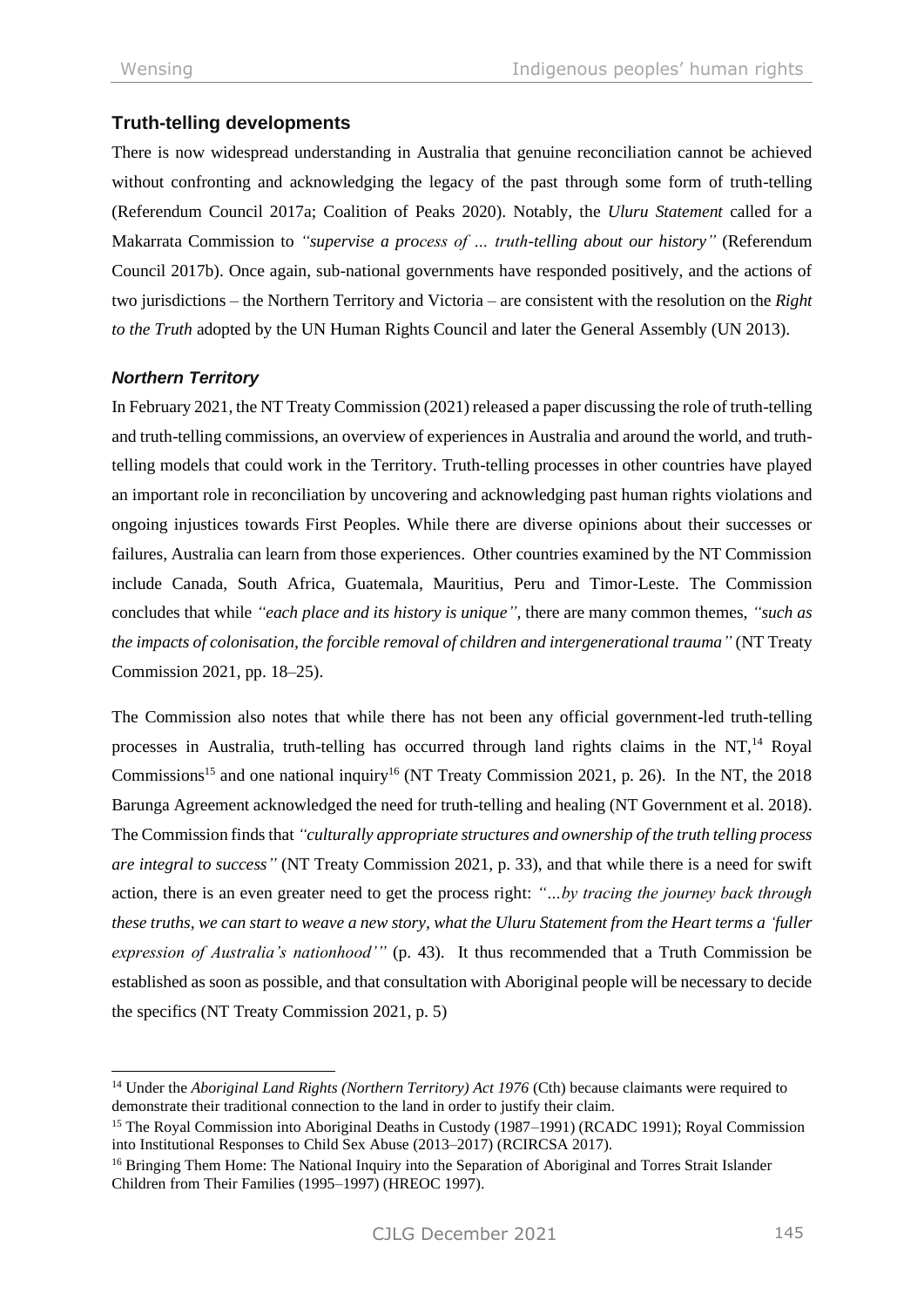## Truth-telling developments

There is now widespread understanding in Australia that genuine reconciliation cannot be achieved without confronting and acknowledging the legacy of the past through some form of truth-telling (Referendum Council 2017a; Coalition of Peaks 2020). Notably, the *Uluru Statement* called for a Makarrata Commission to *"supervise a process of … truth-telling about our history"* (Referendum Council 2017b). Once again, sub-national governments have responded positively, and the actions of two jurisdictions – the Northern Territory and Victoria – are consistent with the resolution on the *Right to the Truth* adopted by the UN Human Rights Council and later the General Assembly (UN 2013).

### *Northern Territory*

In February 2021, the NT Treaty Commission (2021) released a paper discussing the role of truth-telling and truth-telling commissions, an overview of experiences in Australia and around the world, and truth-telling models that could work in the Territory. Truth-telling processes in other countries have played an important role in reconciliation by uncovering and acknowledging past human rights violations and ongoing injustices towards First Peoples. While there are diverse opinions about their successes or failures, Australia can learn from those experiences. Other countries examined by the NT Commission include Canada, South Africa, Guatemala, Mauritius, Peru and Timor-Leste. The Commission concludes that while *"each place and its history is unique"*, there are many common themes, *"such as the impacts of colonisation, the forcible removal of children and intergenerational trauma"* (NT Treaty Commission 2021, pp. 18–25).

The Commission also notes that while there has not been any official government-led truth-telling processes in Australia, truth-telling has occurred through land rights claims in the NT,[14] Royal Commissions[15] and one national inquiry[16] (NT Treaty Commission 2021, p. 26). In the NT, the 2018 Barunga Agreement acknowledged the need for truth-telling and healing (NT Government et al. 2018). The Commission finds that *"culturally appropriate structures and ownership of the truth telling process are integral to success"* (NT Treaty Commission 2021, p. 33), and that while there is a need for swift action, there is an even greater need to get the process right: *"…by tracing the journey back through these truths, we can start to weave a new story, what the Uluru Statement from the Heart terms a 'fuller expression of Australia's nationhood'"* (p. 43). It thus recommended that a Truth Commission be established as soon as possible, and that consultation with Aboriginal people will be necessary to decide the specifics (NT Treaty Commission 2021, p. 5)

---

[14] Under the *Aboriginal Land Rights (Northern Territory) Act 1976* (Cth) because claimants were required to demonstrate their traditional connection to the land in order to justify their claim.

[15] The Royal Commission into Aboriginal Deaths in Custody (1987–1991) (RCADC 1991); Royal Commission into Institutional Responses to Child Sex Abuse (2013–2017) (RCIRCSA 2017).

[16] Bringing Them Home: The National Inquiry into the Separation of Aboriginal and Torres Strait Islander Children from Their Families (1995–1997) (HREOC 1997).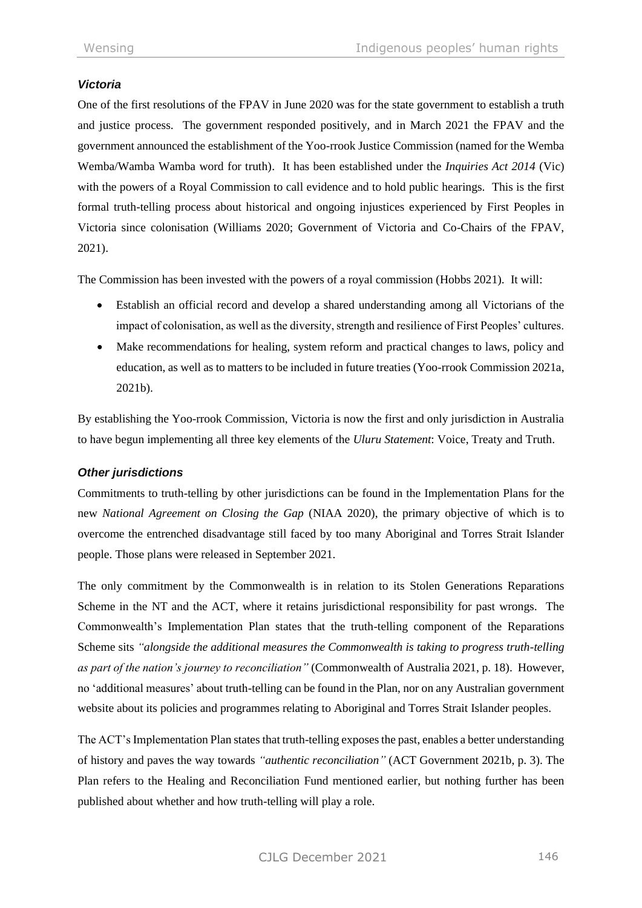### *Victoria*

One of the first resolutions of the FPAV in June 2020 was for the state government to establish a truth and justice process. The government responded positively, and in March 2021 the FPAV and the government announced the establishment of the Yoo-rrook Justice Commission (named for the Wemba Wemba/Wamba Wamba word for truth). It has been established under the *Inquiries Act 2014* (Vic) with the powers of a Royal Commission to call evidence and to hold public hearings. This is the first formal truth-telling process about historical and ongoing injustices experienced by First Peoples in Victoria since colonisation (Williams 2020; Government of Victoria and Co-Chairs of the FPAV, 2021).

The Commission has been invested with the powers of a royal commission (Hobbs 2021). It will:

- Establish an official record and develop a shared understanding among all Victorians of the impact of colonisation, as well as the diversity, strength and resilience of First Peoples' cultures.
- Make recommendations for healing, system reform and practical changes to laws, policy and education, as well as to matters to be included in future treaties (Yoo-rrook Commission 2021a, 2021b).

By establishing the Yoo-rrook Commission, Victoria is now the first and only jurisdiction in Australia to have begun implementing all three key elements of the *Uluru Statement*: Voice, Treaty and Truth.

### *Other jurisdictions*

Commitments to truth-telling by other jurisdictions can be found in the Implementation Plans for the new *National Agreement on Closing the Gap* (NIAA 2020), the primary objective of which is to overcome the entrenched disadvantage still faced by too many Aboriginal and Torres Strait Islander people. Those plans were released in September 2021.

The only commitment by the Commonwealth is in relation to its Stolen Generations Reparations Scheme in the NT and the ACT, where it retains jurisdictional responsibility for past wrongs. The Commonwealth's Implementation Plan states that the truth-telling component of the Reparations Scheme sits *"alongside the additional measures the Commonwealth is taking to progress truth-telling as part of the nation's journey to reconciliation"* (Commonwealth of Australia 2021, p. 18). However, no 'additional measures' about truth-telling can be found in the Plan, nor on any Australian government website about its policies and programmes relating to Aboriginal and Torres Strait Islander peoples.

The ACT's Implementation Plan states that truth-telling exposes the past, enables a better understanding of history and paves the way towards *"authentic reconciliation"* (ACT Government 2021b, p. 3). The Plan refers to the Healing and Reconciliation Fund mentioned earlier, but nothing further has been published about whether and how truth-telling will play a role.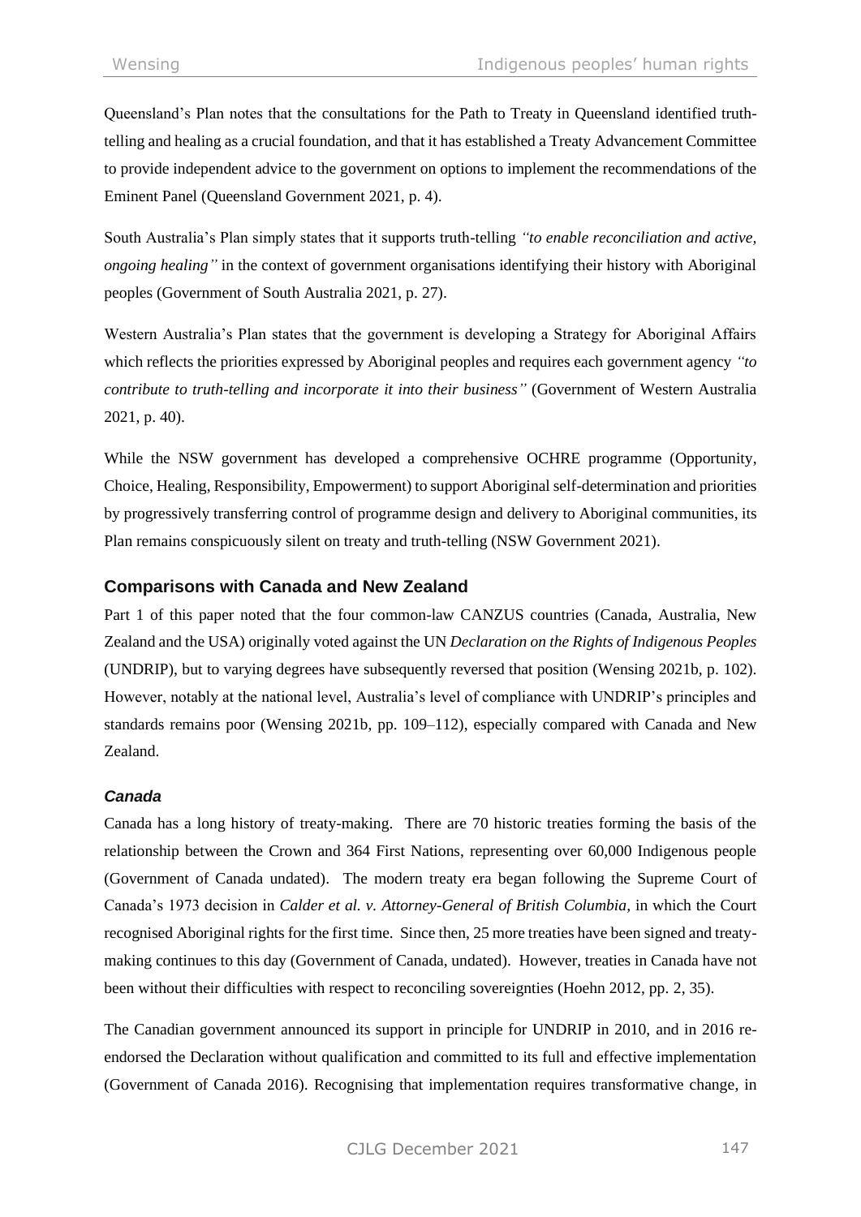Queensland's Plan notes that the consultations for the Path to Treaty in Queensland identified truth-telling and healing as a crucial foundation, and that it has established a Treaty Advancement Committee to provide independent advice to the government on options to implement the recommendations of the Eminent Panel (Queensland Government 2021, p. 4).

South Australia's Plan simply states that it supports truth-telling *"to enable reconciliation and active, ongoing healing"* in the context of government organisations identifying their history with Aboriginal peoples (Government of South Australia 2021, p. 27).

Western Australia's Plan states that the government is developing a Strategy for Aboriginal Affairs which reflects the priorities expressed by Aboriginal peoples and requires each government agency *"to contribute to truth-telling and incorporate it into their business"* (Government of Western Australia 2021, p. 40).

While the NSW government has developed a comprehensive OCHRE programme (Opportunity, Choice, Healing, Responsibility, Empowerment) to support Aboriginal self-determination and priorities by progressively transferring control of programme design and delivery to Aboriginal communities, its Plan remains conspicuously silent on treaty and truth-telling (NSW Government 2021).

## Comparisons with Canada and New Zealand

Part 1 of this paper noted that the four common-law CANZUS countries (Canada, Australia, New Zealand and the USA) originally voted against the UN *Declaration on the Rights of Indigenous Peoples* (UNDRIP), but to varying degrees have subsequently reversed that position (Wensing 2021b, p. 102). However, notably at the national level, Australia's level of compliance with UNDRIP's principles and standards remains poor (Wensing 2021b, pp. 109–112), especially compared with Canada and New Zealand.

### *Canada*

Canada has a long history of treaty-making. There are 70 historic treaties forming the basis of the relationship between the Crown and 364 First Nations, representing over 60,000 Indigenous people (Government of Canada undated). The modern treaty era began following the Supreme Court of Canada's 1973 decision in *Calder et al. v. Attorney-General of British Columbia*, in which the Court recognised Aboriginal rights for the first time. Since then, 25 more treaties have been signed and treaty-making continues to this day (Government of Canada, undated). However, treaties in Canada have not been without their difficulties with respect to reconciling sovereignties (Hoehn 2012, pp. 2, 35).

The Canadian government announced its support in principle for UNDRIP in 2010, and in 2016 re-endorsed the Declaration without qualification and committed to its full and effective implementation (Government of Canada 2016). Recognising that implementation requires transformative change, in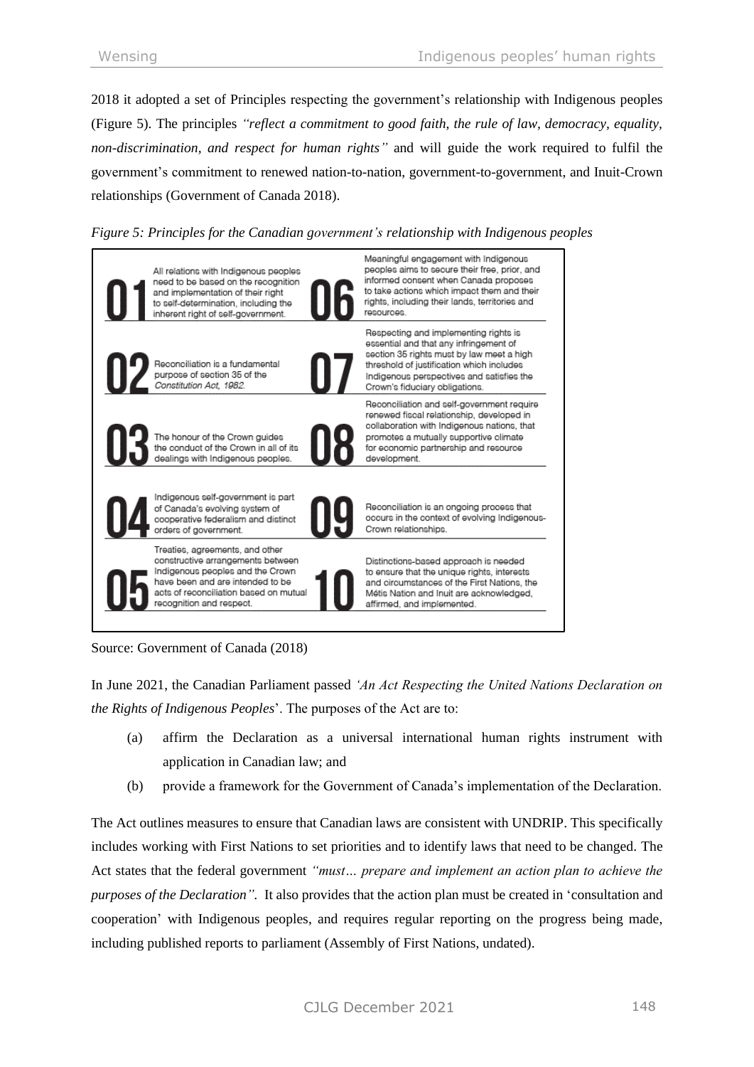2018 it adopted a set of Principles respecting the government's relationship with Indigenous peoples (Figure 5). The principles *"reflect a commitment to good faith, the rule of law, democracy, equality, non-discrimination, and respect for human rights"* and will guide the work required to fulfil the government's commitment to renewed nation-to-nation, government-to-government, and Inuit-Crown relationships (Government of Canada 2018).

*Figure 5: Principles for the Canadian government's relationship with Indigenous peoples*

| | | | |
|---|---|---|---|
| 01 | All relations with Indigenous peoples need to be based on the recognition and implementation of their right to self-determination, including the inherent right of self-government. | 06 | Meaningful engagement with Indigenous peoples aims to secure their free, prior, and informed consent when Canada proposes to take actions which impact them and their rights, including their lands, territories and resources. |
| 02 | Reconciliation is a fundamental purpose of section 35 of the *Constitution Act, 1982*. | 07 | Respecting and implementing rights is essential and that any infringement of section 35 rights must by law meet a high threshold of justification which includes Indigenous perspectives and satisfies the Crown's fiduciary obligations. |
| 03 | The honour of the Crown guides the conduct of the Crown in all of its dealings with Indigenous peoples. | 08 | Reconciliation and self-government require renewed fiscal relationship, developed in collaboration with Indigenous nations, that promotes a mutually supportive climate for economic partnership and resource development. |
| 04 | Indigenous self-government is part of Canada's evolving system of cooperative federalism and distinct orders of government. | 09 | Reconciliation is an ongoing process that occurs in the context of evolving Indigenous-Crown relationships. |
| 05 | Treaties, agreements, and other constructive arrangements between Indigenous peoples and the Crown have been and are intended to be acts of reconciliation based on mutual recognition and respect. | 10 | Distinctions-based approach is needed to ensure that the unique rights, interests and circumstances of the First Nations, the Métis Nation and Inuit are acknowledged, affirmed, and implemented. |

Source: Government of Canada (2018)

In June 2021, the Canadian Parliament passed *'An Act Respecting the United Nations Declaration on the Rights of Indigenous Peoples*'. The purposes of the Act are to:

(a) affirm the Declaration as a universal international human rights instrument with application in Canadian law; and

(b) provide a framework for the Government of Canada's implementation of the Declaration.

The Act outlines measures to ensure that Canadian laws are consistent with UNDRIP. This specifically includes working with First Nations to set priorities and to identify laws that need to be changed. The Act states that the federal government *"must… prepare and implement an action plan to achieve the purposes of the Declaration".* It also provides that the action plan must be created in 'consultation and cooperation' with Indigenous peoples, and requires regular reporting on the progress being made, including published reports to parliament (Assembly of First Nations, undated).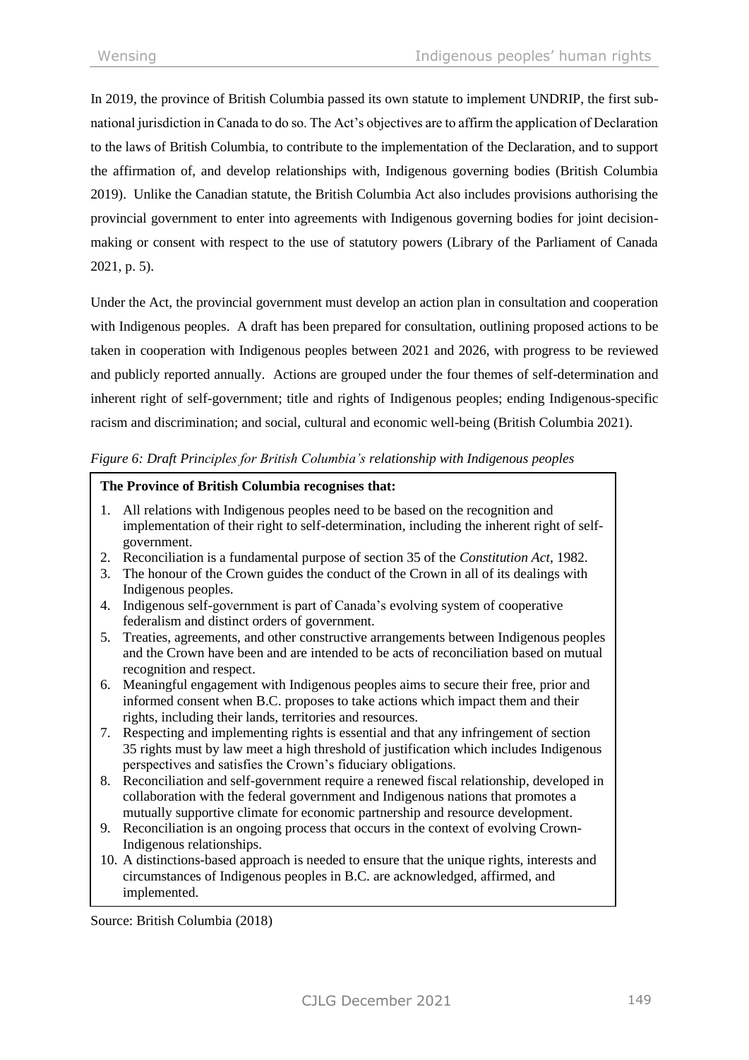In 2019, the province of British Columbia passed its own statute to implement UNDRIP, the first sub-national jurisdiction in Canada to do so. The Act's objectives are to affirm the application of Declaration to the laws of British Columbia, to contribute to the implementation of the Declaration, and to support the affirmation of, and develop relationships with, Indigenous governing bodies (British Columbia 2019). Unlike the Canadian statute, the British Columbia Act also includes provisions authorising the provincial government to enter into agreements with Indigenous governing bodies for joint decision-making or consent with respect to the use of statutory powers (Library of the Parliament of Canada 2021, p. 5).

Under the Act, the provincial government must develop an action plan in consultation and cooperation with Indigenous peoples. A draft has been prepared for consultation, outlining proposed actions to be taken in cooperation with Indigenous peoples between 2021 and 2026, with progress to be reviewed and publicly reported annually. Actions are grouped under the four themes of self-determination and inherent right of self-government; title and rights of Indigenous peoples; ending Indigenous-specific racism and discrimination; and social, cultural and economic well-being (British Columbia 2021).

*Figure 6: Draft Principles for British Columbia's relationship with Indigenous peoples*

**The Province of British Columbia recognises that:**

1. All relations with Indigenous peoples need to be based on the recognition and implementation of their right to self-determination, including the inherent right of self-government.
2. Reconciliation is a fundamental purpose of section 35 of the *Constitution Act*, 1982.
3. The honour of the Crown guides the conduct of the Crown in all of its dealings with Indigenous peoples.
4. Indigenous self-government is part of Canada's evolving system of cooperative federalism and distinct orders of government.
5. Treaties, agreements, and other constructive arrangements between Indigenous peoples and the Crown have been and are intended to be acts of reconciliation based on mutual recognition and respect.
6. Meaningful engagement with Indigenous peoples aims to secure their free, prior and informed consent when B.C. proposes to take actions which impact them and their rights, including their lands, territories and resources.
7. Respecting and implementing rights is essential and that any infringement of section 35 rights must by law meet a high threshold of justification which includes Indigenous perspectives and satisfies the Crown's fiduciary obligations.
8. Reconciliation and self-government require a renewed fiscal relationship, developed in collaboration with the federal government and Indigenous nations that promotes a mutually supportive climate for economic partnership and resource development.
9. Reconciliation is an ongoing process that occurs in the context of evolving Crown-Indigenous relationships.
10. A distinctions-based approach is needed to ensure that the unique rights, interests and circumstances of Indigenous peoples in B.C. are acknowledged, affirmed, and implemented.

Source: British Columbia (2018)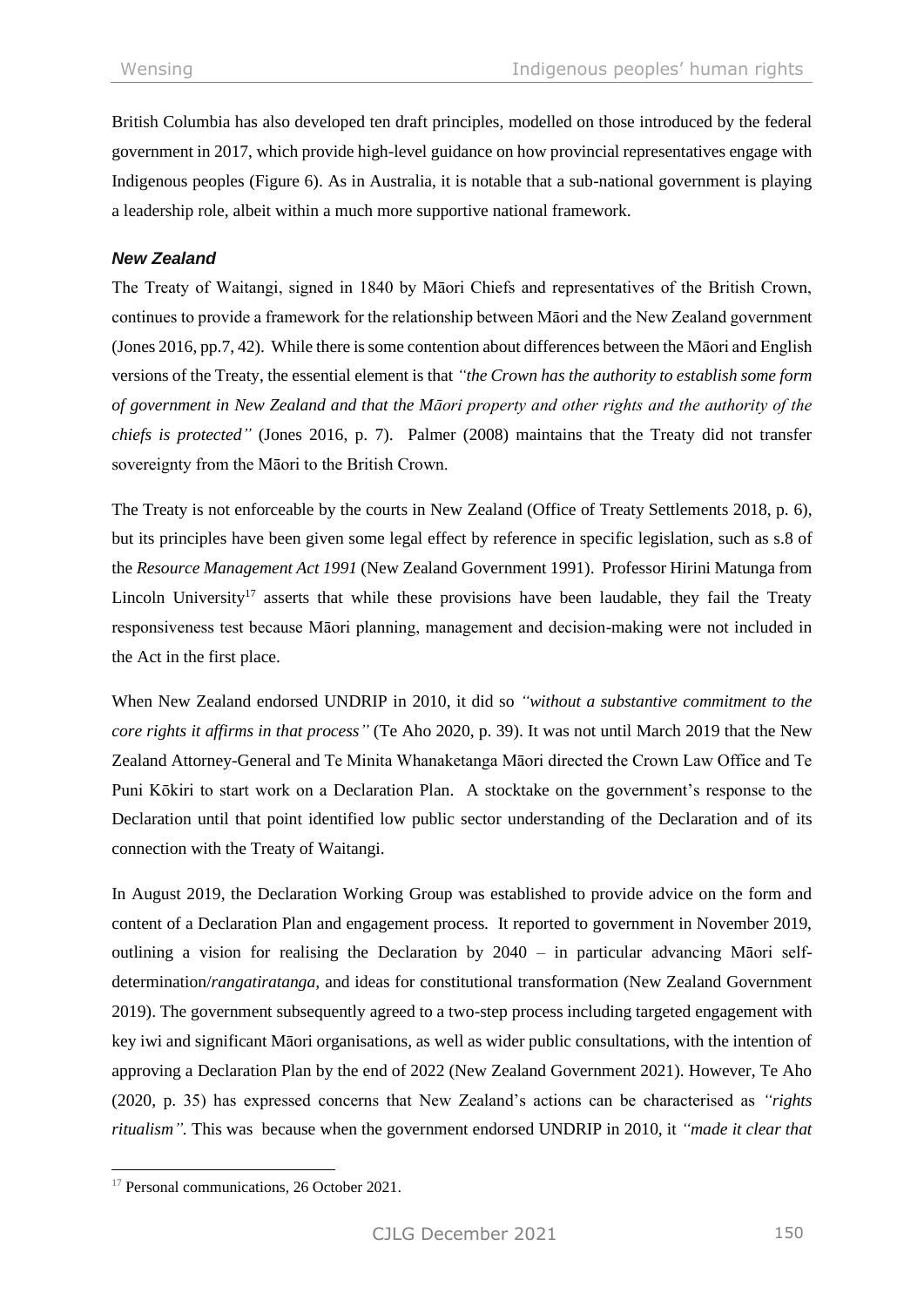British Columbia has also developed ten draft principles, modelled on those introduced by the federal government in 2017, which provide high-level guidance on how provincial representatives engage with Indigenous peoples (Figure 6). As in Australia, it is notable that a sub-national government is playing a leadership role, albeit within a much more supportive national framework.

### *New Zealand*

The Treaty of Waitangi, signed in 1840 by Māori Chiefs and representatives of the British Crown, continues to provide a framework for the relationship between Māori and the New Zealand government (Jones 2016, pp.7, 42). While there is some contention about differences between the Māori and English versions of the Treaty, the essential element is that *"the Crown has the authority to establish some form of government in New Zealand and that the Māori property and other rights and the authority of the chiefs is protected"* (Jones 2016, p. 7). Palmer (2008) maintains that the Treaty did not transfer sovereignty from the Māori to the British Crown.

The Treaty is not enforceable by the courts in New Zealand (Office of Treaty Settlements 2018, p. 6), but its principles have been given some legal effect by reference in specific legislation, such as s.8 of the *Resource Management Act 1991* (New Zealand Government 1991). Professor Hirini Matunga from Lincoln University[17] asserts that while these provisions have been laudable, they fail the Treaty responsiveness test because Māori planning, management and decision-making were not included in the Act in the first place.

When New Zealand endorsed UNDRIP in 2010, it did so *"without a substantive commitment to the core rights it affirms in that process"* (Te Aho 2020, p. 39). It was not until March 2019 that the New Zealand Attorney-General and Te Minita Whanaketanga Māori directed the Crown Law Office and Te Puni Kōkiri to start work on a Declaration Plan. A stocktake on the government's response to the Declaration until that point identified low public sector understanding of the Declaration and of its connection with the Treaty of Waitangi.

In August 2019, the Declaration Working Group was established to provide advice on the form and content of a Declaration Plan and engagement process. It reported to government in November 2019, outlining a vision for realising the Declaration by 2040 – in particular advancing Māori self-determination/*rangatiratanga*, and ideas for constitutional transformation (New Zealand Government 2019). The government subsequently agreed to a two-step process including targeted engagement with key iwi and significant Māori organisations, as well as wider public consultations, with the intention of approving a Declaration Plan by the end of 2022 (New Zealand Government 2021). However, Te Aho (2020, p. 35) has expressed concerns that New Zealand's actions can be characterised as *"rights ritualism"*. This was because when the government endorsed UNDRIP in 2010, it *"made it clear that*

[17] Personal communications, 26 October 2021.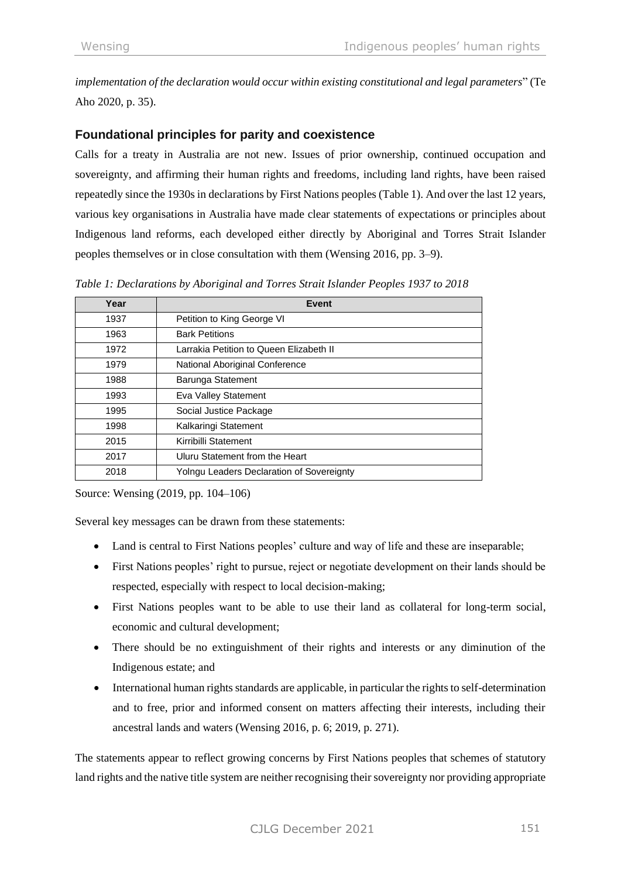*implementation of the declaration would occur within existing constitutional and legal parameters*" (Te Aho 2020, p. 35).

## Foundational principles for parity and coexistence

Calls for a treaty in Australia are not new. Issues of prior ownership, continued occupation and sovereignty, and affirming their human rights and freedoms, including land rights, have been raised repeatedly since the 1930s in declarations by First Nations peoples (Table 1). And over the last 12 years, various key organisations in Australia have made clear statements of expectations or principles about Indigenous land reforms, each developed either directly by Aboriginal and Torres Strait Islander peoples themselves or in close consultation with them (Wensing 2016, pp. 3–9).

*Table 1: Declarations by Aboriginal and Torres Strait Islander Peoples 1937 to 2018*

| Year | Event |
|---|---|
| 1937 | Petition to King George VI |
| 1963 | Bark Petitions |
| 1972 | Larrakia Petition to Queen Elizabeth II |
| 1979 | National Aboriginal Conference |
| 1988 | Barunga Statement |
| 1993 | Eva Valley Statement |
| 1995 | Social Justice Package |
| 1998 | Kalkaringi Statement |
| 2015 | Kirribilli Statement |
| 2017 | Uluru Statement from the Heart |
| 2018 | Yolngu Leaders Declaration of Sovereignty |

Source: Wensing (2019, pp. 104–106)

Several key messages can be drawn from these statements:

- Land is central to First Nations peoples' culture and way of life and these are inseparable;
- First Nations peoples' right to pursue, reject or negotiate development on their lands should be respected, especially with respect to local decision-making;
- First Nations peoples want to be able to use their land as collateral for long-term social, economic and cultural development;
- There should be no extinguishment of their rights and interests or any diminution of the Indigenous estate; and
- International human rights standards are applicable, in particular the rights to self-determination and to free, prior and informed consent on matters affecting their interests, including their ancestral lands and waters (Wensing 2016, p. 6; 2019, p. 271).

The statements appear to reflect growing concerns by First Nations peoples that schemes of statutory land rights and the native title system are neither recognising their sovereignty nor providing appropriate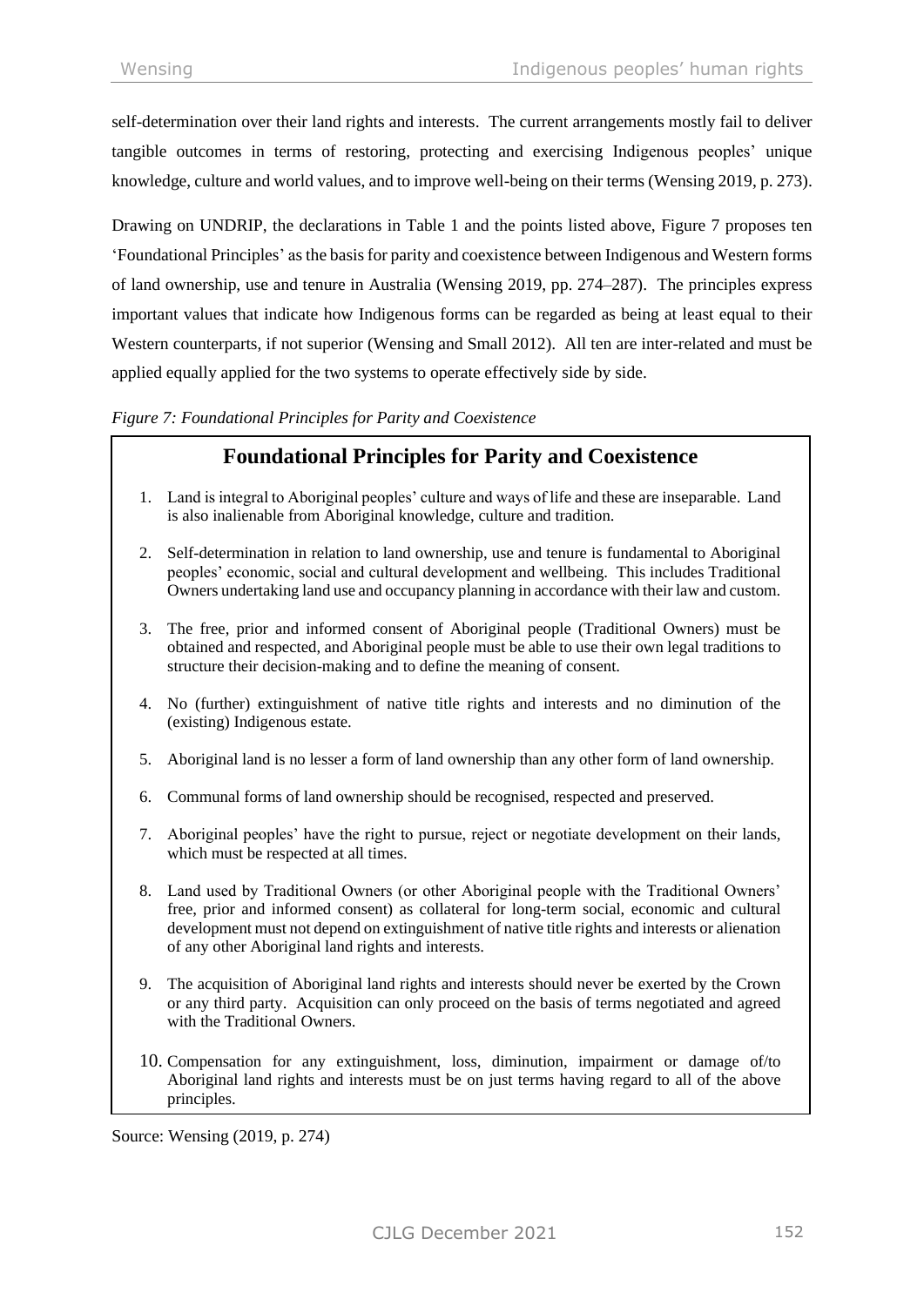self-determination over their land rights and interests. The current arrangements mostly fail to deliver tangible outcomes in terms of restoring, protecting and exercising Indigenous peoples' unique knowledge, culture and world values, and to improve well-being on their terms (Wensing 2019, p. 273).

Drawing on UNDRIP, the declarations in Table 1 and the points listed above, Figure 7 proposes ten 'Foundational Principles' as the basis for parity and coexistence between Indigenous and Western forms of land ownership, use and tenure in Australia (Wensing 2019, pp. 274–287). The principles express important values that indicate how Indigenous forms can be regarded as being at least equal to their Western counterparts, if not superior (Wensing and Small 2012). All ten are inter-related and must be applied equally applied for the two systems to operate effectively side by side.

*Figure 7: Foundational Principles for Parity and Coexistence*

## Foundational Principles for Parity and Coexistence

1. Land is integral to Aboriginal peoples' culture and ways of life and these are inseparable. Land is also inalienable from Aboriginal knowledge, culture and tradition.
2. Self-determination in relation to land ownership, use and tenure is fundamental to Aboriginal peoples' economic, social and cultural development and wellbeing. This includes Traditional Owners undertaking land use and occupancy planning in accordance with their law and custom.
3. The free, prior and informed consent of Aboriginal people (Traditional Owners) must be obtained and respected, and Aboriginal people must be able to use their own legal traditions to structure their decision-making and to define the meaning of consent.
4. No (further) extinguishment of native title rights and interests and no diminution of the (existing) Indigenous estate.
5. Aboriginal land is no lesser a form of land ownership than any other form of land ownership.
6. Communal forms of land ownership should be recognised, respected and preserved.
7. Aboriginal peoples' have the right to pursue, reject or negotiate development on their lands, which must be respected at all times.
8. Land used by Traditional Owners (or other Aboriginal people with the Traditional Owners' free, prior and informed consent) as collateral for long-term social, economic and cultural development must not depend on extinguishment of native title rights and interests or alienation of any other Aboriginal land rights and interests.
9. The acquisition of Aboriginal land rights and interests should never be exerted by the Crown or any third party. Acquisition can only proceed on the basis of terms negotiated and agreed with the Traditional Owners.
10. Compensation for any extinguishment, loss, diminution, impairment or damage of/to Aboriginal land rights and interests must be on just terms having regard to all of the above principles.

Source: Wensing (2019, p. 274)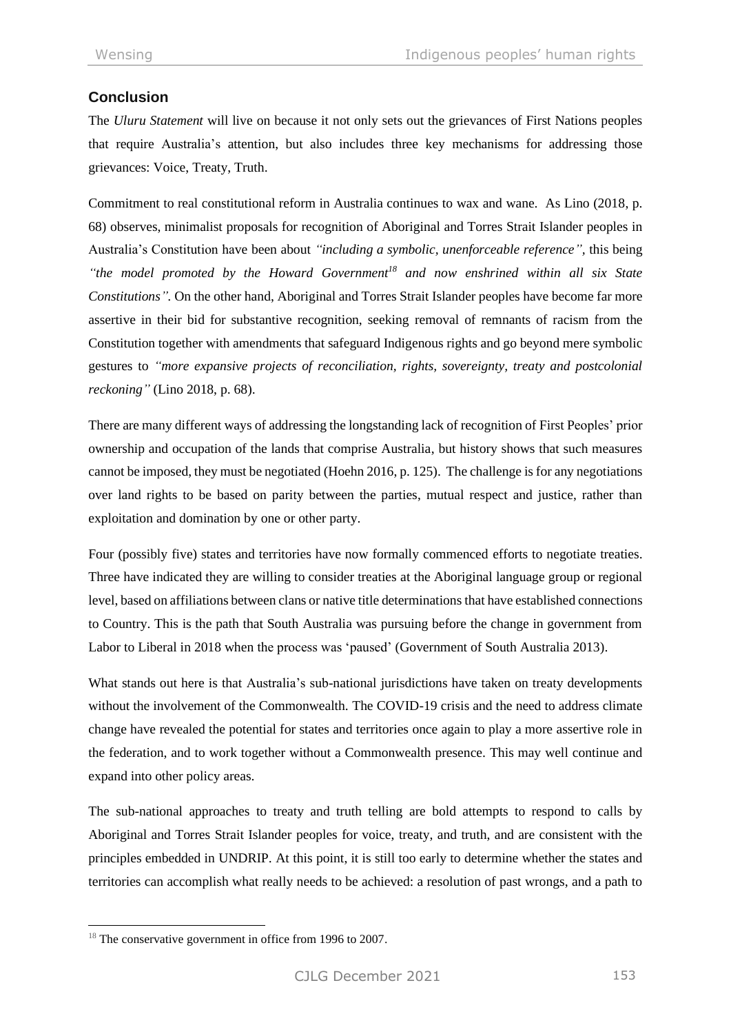## Conclusion

The *Uluru Statement* will live on because it not only sets out the grievances of First Nations peoples that require Australia's attention, but also includes three key mechanisms for addressing those grievances: Voice, Treaty, Truth.

Commitment to real constitutional reform in Australia continues to wax and wane. As Lino (2018, p. 68) observes, minimalist proposals for recognition of Aboriginal and Torres Strait Islander peoples in Australia's Constitution have been about *"including a symbolic, unenforceable reference"*, this being *"the model promoted by the Howard Government*[18] *and now enshrined within all six State Constitutions".* On the other hand, Aboriginal and Torres Strait Islander peoples have become far more assertive in their bid for substantive recognition, seeking removal of remnants of racism from the Constitution together with amendments that safeguard Indigenous rights and go beyond mere symbolic gestures to *"more expansive projects of reconciliation, rights, sovereignty, treaty and postcolonial reckoning"* (Lino 2018, p. 68).

There are many different ways of addressing the longstanding lack of recognition of First Peoples' prior ownership and occupation of the lands that comprise Australia, but history shows that such measures cannot be imposed, they must be negotiated (Hoehn 2016, p. 125). The challenge is for any negotiations over land rights to be based on parity between the parties, mutual respect and justice, rather than exploitation and domination by one or other party.

Four (possibly five) states and territories have now formally commenced efforts to negotiate treaties. Three have indicated they are willing to consider treaties at the Aboriginal language group or regional level, based on affiliations between clans or native title determinations that have established connections to Country. This is the path that South Australia was pursuing before the change in government from Labor to Liberal in 2018 when the process was 'paused' (Government of South Australia 2013).

What stands out here is that Australia's sub-national jurisdictions have taken on treaty developments without the involvement of the Commonwealth. The COVID-19 crisis and the need to address climate change have revealed the potential for states and territories once again to play a more assertive role in the federation, and to work together without a Commonwealth presence. This may well continue and expand into other policy areas.

The sub-national approaches to treaty and truth telling are bold attempts to respond to calls by Aboriginal and Torres Strait Islander peoples for voice, treaty, and truth, and are consistent with the principles embedded in UNDRIP. At this point, it is still too early to determine whether the states and territories can accomplish what really needs to be achieved: a resolution of past wrongs, and a path to

[18] The conservative government in office from 1996 to 2007.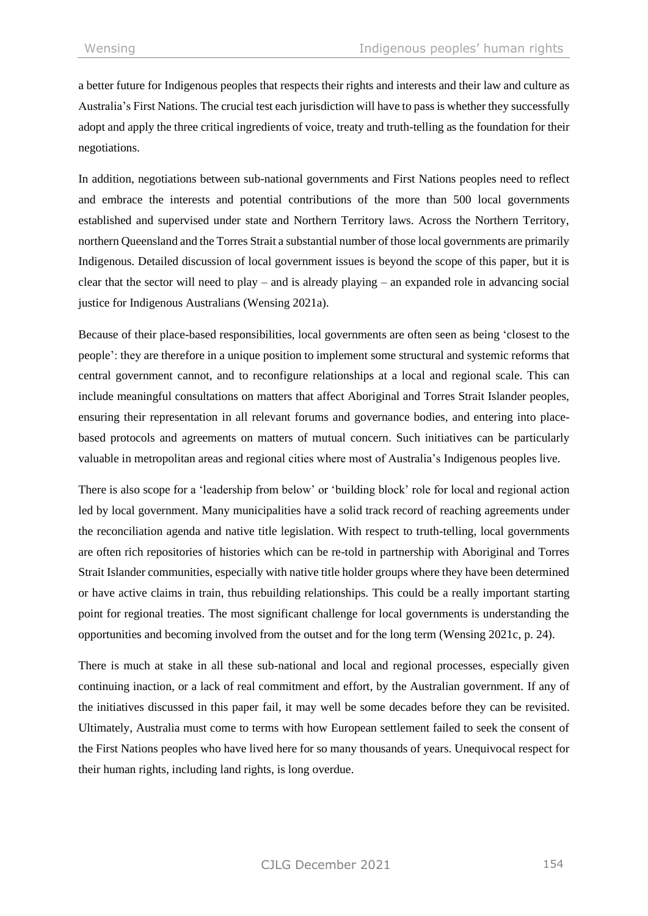a better future for Indigenous peoples that respects their rights and interests and their law and culture as Australia's First Nations. The crucial test each jurisdiction will have to pass is whether they successfully adopt and apply the three critical ingredients of voice, treaty and truth-telling as the foundation for their negotiations.

In addition, negotiations between sub-national governments and First Nations peoples need to reflect and embrace the interests and potential contributions of the more than 500 local governments established and supervised under state and Northern Territory laws. Across the Northern Territory, northern Queensland and the Torres Strait a substantial number of those local governments are primarily Indigenous. Detailed discussion of local government issues is beyond the scope of this paper, but it is clear that the sector will need to play – and is already playing – an expanded role in advancing social justice for Indigenous Australians (Wensing 2021a).

Because of their place-based responsibilities, local governments are often seen as being 'closest to the people': they are therefore in a unique position to implement some structural and systemic reforms that central government cannot, and to reconfigure relationships at a local and regional scale. This can include meaningful consultations on matters that affect Aboriginal and Torres Strait Islander peoples, ensuring their representation in all relevant forums and governance bodies, and entering into place-based protocols and agreements on matters of mutual concern. Such initiatives can be particularly valuable in metropolitan areas and regional cities where most of Australia's Indigenous peoples live.

There is also scope for a 'leadership from below' or 'building block' role for local and regional action led by local government. Many municipalities have a solid track record of reaching agreements under the reconciliation agenda and native title legislation. With respect to truth-telling, local governments are often rich repositories of histories which can be re-told in partnership with Aboriginal and Torres Strait Islander communities, especially with native title holder groups where they have been determined or have active claims in train, thus rebuilding relationships. This could be a really important starting point for regional treaties. The most significant challenge for local governments is understanding the opportunities and becoming involved from the outset and for the long term (Wensing 2021c, p. 24).

There is much at stake in all these sub-national and local and regional processes, especially given continuing inaction, or a lack of real commitment and effort, by the Australian government. If any of the initiatives discussed in this paper fail, it may well be some decades before they can be revisited. Ultimately, Australia must come to terms with how European settlement failed to seek the consent of the First Nations peoples who have lived here for so many thousands of years. Unequivocal respect for their human rights, including land rights, is long overdue.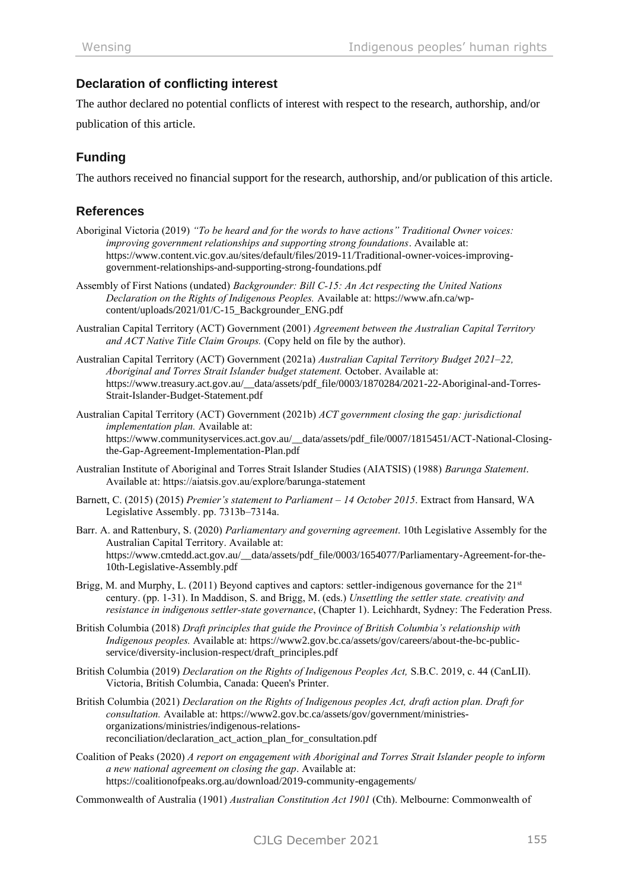## Declaration of conflicting interest

The author declared no potential conflicts of interest with respect to the research, authorship, and/or publication of this article.

## Funding

The authors received no financial support for the research, authorship, and/or publication of this article.

## References

Aboriginal Victoria (2019) *"To be heard and for the words to have actions" Traditional Owner voices: improving government relationships and supporting strong foundations*. Available at: https://www.content.vic.gov.au/sites/default/files/2019-11/Traditional-owner-voices-improving-government-relationships-and-supporting-strong-foundations.pdf

Assembly of First Nations (undated) *Backgrounder: Bill C-15: An Act respecting the United Nations Declaration on the Rights of Indigenous Peoples.* Available at: https://www.afn.ca/wp-content/uploads/2021/01/C-15_Backgrounder_ENG.pdf

Australian Capital Territory (ACT) Government (2001) *Agreement between the Australian Capital Territory and ACT Native Title Claim Groups.* (Copy held on file by the author).

Australian Capital Territory (ACT) Government (2021a) *Australian Capital Territory Budget 2021–22, Aboriginal and Torres Strait Islander budget statement.* October. Available at: https://www.treasury.act.gov.au/__data/assets/pdf_file/0003/1870284/2021-22-Aboriginal-and-Torres-Strait-Islander-Budget-Statement.pdf

Australian Capital Territory (ACT) Government (2021b) *ACT government closing the gap: jurisdictional implementation plan.* Available at: https://www.communityservices.act.gov.au/__data/assets/pdf_file/0007/1815451/ACT-National-Closing-the-Gap-Agreement-Implementation-Plan.pdf

Australian Institute of Aboriginal and Torres Strait Islander Studies (AIATSIS) (1988) *Barunga Statement*. Available at: https://aiatsis.gov.au/explore/barunga-statement

Barnett, C. (2015) (2015) *Premier's statement to Parliament – 14 October 2015*. Extract from Hansard, WA Legislative Assembly. pp. 7313b–7314a.

Barr. A. and Rattenbury, S. (2020) *Parliamentary and governing agreement*. 10th Legislative Assembly for the Australian Capital Territory. Available at: https://www.cmtedd.act.gov.au/__data/assets/pdf_file/0003/1654077/Parliamentary-Agreement-for-the-10th-Legislative-Assembly.pdf

Brigg, M. and Murphy, L. (2011) Beyond captives and captors: settler-indigenous governance for the 21st century. (pp. 1-31). In Maddison, S. and Brigg, M. (eds.) *Unsettling the settler state. creativity and resistance in indigenous settler-state governance*, (Chapter 1). Leichhardt, Sydney: The Federation Press.

British Columbia (2018) *Draft principles that guide the Province of British Columbia's relationship with Indigenous peoples.* Available at: https://www2.gov.bc.ca/assets/gov/careers/about-the-bc-public-service/diversity-inclusion-respect/draft_principles.pdf

British Columbia (2019) *Declaration on the Rights of Indigenous Peoples Act,* S.B.C. 2019, c. 44 (CanLII). Victoria, British Columbia, Canada: Queen's Printer.

British Columbia (2021) *Declaration on the Rights of Indigenous peoples Act, draft action plan. Draft for consultation.* Available at: https://www2.gov.bc.ca/assets/gov/government/ministries-organizations/ministries/indigenous-relations-reconciliation/declaration_act_action_plan_for_consultation.pdf

Coalition of Peaks (2020) *A report on engagement with Aboriginal and Torres Strait Islander people to inform a new national agreement on closing the gap*. Available at: https://coalitionofpeaks.org.au/download/2019-community-engagements/

Commonwealth of Australia (1901) *Australian Constitution Act 1901* (Cth). Melbourne: Commonwealth of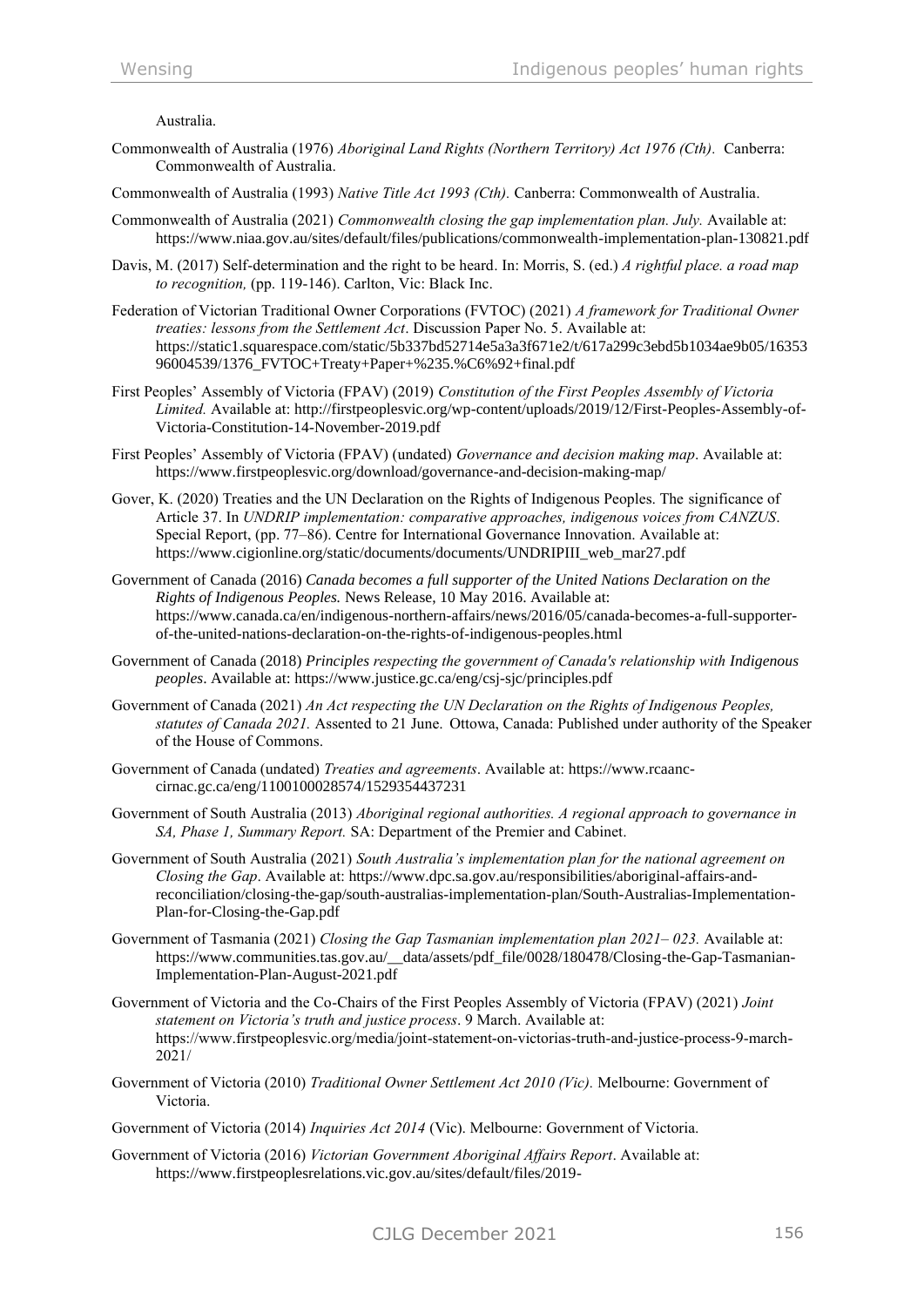Australia.

Commonwealth of Australia (1976) *Aboriginal Land Rights (Northern Territory) Act 1976 (Cth).* Canberra: Commonwealth of Australia.

Commonwealth of Australia (1993) *Native Title Act 1993 (Cth).* Canberra: Commonwealth of Australia.

Commonwealth of Australia (2021) *Commonwealth closing the gap implementation plan. July.* Available at: https://www.niaa.gov.au/sites/default/files/publications/commonwealth-implementation-plan-130821.pdf

Davis, M. (2017) Self-determination and the right to be heard. In: Morris, S. (ed.) *A rightful place. a road map to recognition,* (pp. 119-146). Carlton, Vic: Black Inc.

Federation of Victorian Traditional Owner Corporations (FVTOC) (2021) *A framework for Traditional Owner treaties: lessons from the Settlement Act*. Discussion Paper No. 5. Available at: https://static1.squarespace.com/static/5b337bd52714e5a3a3f671e2/t/617a299c3ebd5b1034ae9b05/1635396004539/1376_FVTOC+Treaty+Paper+%235.%C6%92+final.pdf

First Peoples' Assembly of Victoria (FPAV) (2019) *Constitution of the First Peoples Assembly of Victoria Limited.* Available at: http://firstpeoplesvic.org/wp-content/uploads/2019/12/First-Peoples-Assembly-of-Victoria-Constitution-14-November-2019.pdf

First Peoples' Assembly of Victoria (FPAV) (undated) *Governance and decision making map*. Available at: https://www.firstpeoplesvic.org/download/governance-and-decision-making-map/

Gover, K. (2020) Treaties and the UN Declaration on the Rights of Indigenous Peoples. The significance of Article 37. In *UNDRIP implementation: comparative approaches, indigenous voices from CANZUS*. Special Report, (pp. 77–86). Centre for International Governance Innovation. Available at: https://www.cigionline.org/static/documents/documents/UNDRIPIII_web_mar27.pdf

Government of Canada (2016) *Canada becomes a full supporter of the United Nations Declaration on the Rights of Indigenous Peoples.* News Release, 10 May 2016. Available at: https://www.canada.ca/en/indigenous-northern-affairs/news/2016/05/canada-becomes-a-full-supporter-of-the-united-nations-declaration-on-the-rights-of-indigenous-peoples.html

Government of Canada (2018) *Principles respecting the government of Canada's relationship with Indigenous peoples*. Available at: https://www.justice.gc.ca/eng/csj-sjc/principles.pdf

Government of Canada (2021) *An Act respecting the UN Declaration on the Rights of Indigenous Peoples, statutes of Canada 2021.* Assented to 21 June. Ottowa, Canada: Published under authority of the Speaker of the House of Commons.

Government of Canada (undated) *Treaties and agreements*. Available at: https://www.rcaanc-cirnac.gc.ca/eng/1100100028574/1529354437231

Government of South Australia (2013) *Aboriginal regional authorities. A regional approach to governance in SA, Phase 1, Summary Report.* SA: Department of the Premier and Cabinet.

Government of South Australia (2021) *South Australia's implementation plan for the national agreement on Closing the Gap*. Available at: https://www.dpc.sa.gov.au/responsibilities/aboriginal-affairs-and-reconciliation/closing-the-gap/south-australias-implementation-plan/South-Australias-Implementation-Plan-for-Closing-the-Gap.pdf

Government of Tasmania (2021) *Closing the Gap Tasmanian implementation plan 2021– 023.* Available at: https://www.communities.tas.gov.au/__data/assets/pdf_file/0028/180478/Closing-the-Gap-Tasmanian-Implementation-Plan-August-2021.pdf

Government of Victoria and the Co-Chairs of the First Peoples Assembly of Victoria (FPAV) (2021) *Joint statement on Victoria's truth and justice process*. 9 March. Available at: https://www.firstpeoplesvic.org/media/joint-statement-on-victorias-truth-and-justice-process-9-march-2021/

Government of Victoria (2010) *Traditional Owner Settlement Act 2010 (Vic).* Melbourne: Government of Victoria.

Government of Victoria (2014) *Inquiries Act 2014* (Vic). Melbourne: Government of Victoria.

Government of Victoria (2016) *Victorian Government Aboriginal Affairs Report*. Available at: https://www.firstpeoplesrelations.vic.gov.au/sites/default/files/2019-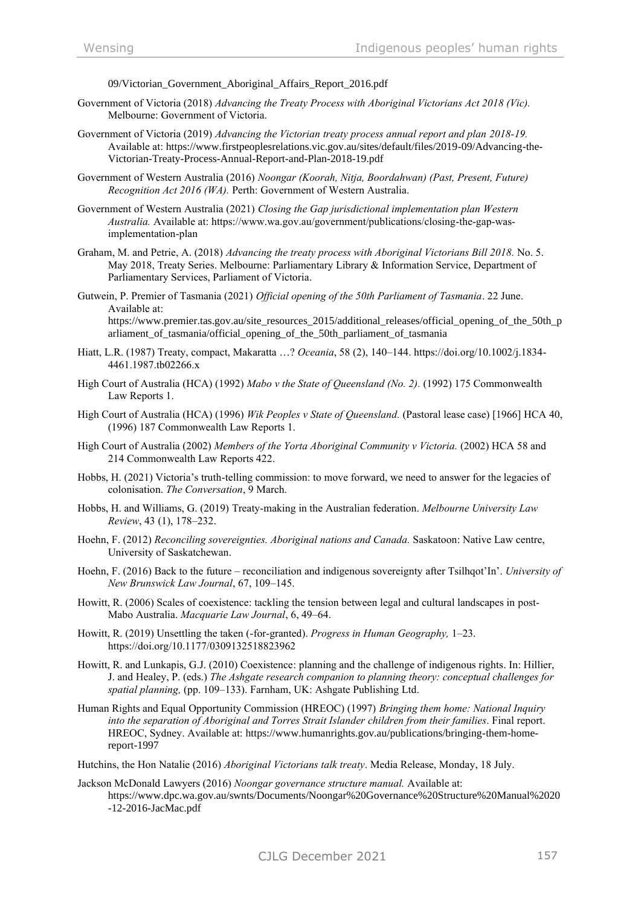09/Victorian_Government_Aboriginal_Affairs_Report_2016.pdf

Government of Victoria (2018) *Advancing the Treaty Process with Aboriginal Victorians Act 2018 (Vic).* Melbourne: Government of Victoria.

Government of Victoria (2019) *Advancing the Victorian treaty process annual report and plan 2018-19.* Available at: https://www.firstpeoplesrelations.vic.gov.au/sites/default/files/2019-09/Advancing-the-Victorian-Treaty-Process-Annual-Report-and-Plan-2018-19.pdf

Government of Western Australia (2016) *Noongar (Koorah, Nitja, Boordahwan) (Past, Present, Future) Recognition Act 2016 (WA).* Perth: Government of Western Australia.

Government of Western Australia (2021) *Closing the Gap jurisdictional implementation plan Western Australia.* Available at: https://www.wa.gov.au/government/publications/closing-the-gap-was-implementation-plan

Graham, M. and Petrie, A. (2018) *Advancing the treaty process with Aboriginal Victorians Bill 2018.* No. 5. May 2018, Treaty Series. Melbourne: Parliamentary Library & Information Service, Department of Parliamentary Services, Parliament of Victoria.

Gutwein, P. Premier of Tasmania (2021) *Official opening of the 50th Parliament of Tasmania*. 22 June. Available at: https://www.premier.tas.gov.au/site_resources_2015/additional_releases/official_opening_of_the_50th_parliament_of_tasmania/official_opening_of_the_50th_parliament_of_tasmania

Hiatt, L.R. (1987) Treaty, compact, Makaratta …? *Oceania*, 58 (2), 140–144. https://doi.org/10.1002/j.1834-4461.1987.tb02266.x

High Court of Australia (HCA) (1992) *Mabo v the State of Queensland (No. 2).* (1992) 175 Commonwealth Law Reports 1.

High Court of Australia (HCA) (1996) *Wik Peoples v State of Queensland.* (Pastoral lease case) [1966] HCA 40, (1996) 187 Commonwealth Law Reports 1.

High Court of Australia (2002) *Members of the Yorta Aboriginal Community v Victoria.* (2002) HCA 58 and 214 Commonwealth Law Reports 422.

Hobbs, H. (2021) Victoria's truth-telling commission: to move forward, we need to answer for the legacies of colonisation. *The Conversation*, 9 March.

Hobbs, H. and Williams, G. (2019) Treaty-making in the Australian federation. *Melbourne University Law Review*, 43 (1), 178–232.

Hoehn, F. (2012) *Reconciling sovereignties. Aboriginal nations and Canada.* Saskatoon: Native Law centre, University of Saskatchewan.

Hoehn, F. (2016) Back to the future – reconciliation and indigenous sovereignty after Tsilhqot'In'. *University of New Brunswick Law Journal*, 67, 109–145.

Howitt, R. (2006) Scales of coexistence: tackling the tension between legal and cultural landscapes in post-Mabo Australia. *Macquarie Law Journal*, 6, 49–64.

Howitt, R. (2019) Unsettling the taken (-for-granted). *Progress in Human Geography,* 1–23. https://doi.org/10.1177/0309132518823962

Howitt, R. and Lunkapis, G.J. (2010) Coexistence: planning and the challenge of indigenous rights. In: Hillier, J. and Healey, P. (eds.) *The Ashgate research companion to planning theory: conceptual challenges for spatial planning,* (pp. 109–133). Farnham, UK: Ashgate Publishing Ltd.

Human Rights and Equal Opportunity Commission (HREOC) (1997) *Bringing them home: National Inquiry into the separation of Aboriginal and Torres Strait Islander children from their families*. Final report. HREOC, Sydney. Available at: https://www.humanrights.gov.au/publications/bringing-them-home-report-1997

Hutchins, the Hon Natalie (2016) *Aboriginal Victorians talk treaty*. Media Release, Monday, 18 July.

Jackson McDonald Lawyers (2016) *Noongar governance structure manual.* Available at: https://www.dpc.wa.gov.au/swnts/Documents/Noongar%20Governance%20Structure%20Manual%2020-12-2016-JacMac.pdf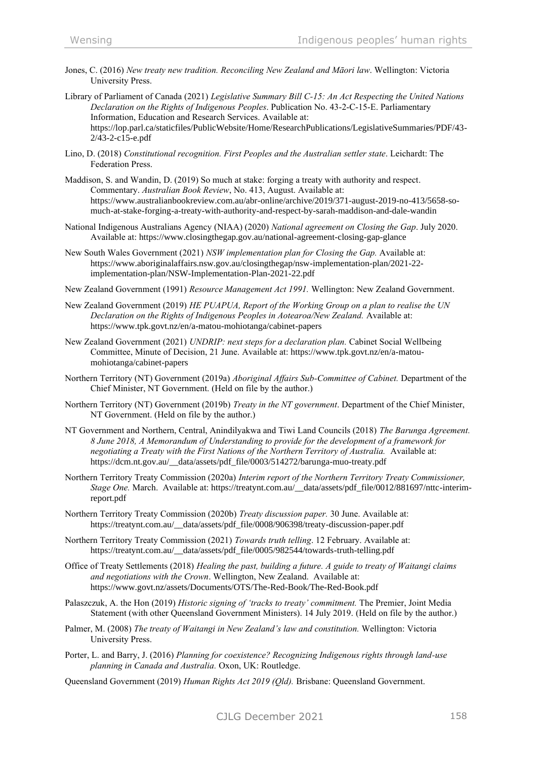Jones, C. (2016) *New treaty new tradition. Reconciling New Zealand and Māori law*. Wellington: Victoria University Press.

Library of Parliament of Canada (2021) *Legislative Summary Bill C-15: An Act Respecting the United Nations Declaration on the Rights of Indigenous Peoples*. Publication No. 43-2-C-15-E. Parliamentary Information, Education and Research Services. Available at: https://lop.parl.ca/staticfiles/PublicWebsite/Home/ResearchPublications/LegislativeSummaries/PDF/43-2/43-2-c15-e.pdf

Lino, D. (2018) *Constitutional recognition. First Peoples and the Australian settler state*. Leichardt: The Federation Press.

Maddison, S. and Wandin, D. (2019) So much at stake: forging a treaty with authority and respect. Commentary. *Australian Book Review*, No. 413, August. Available at: https://www.australianbookreview.com.au/abr-online/archive/2019/371-august-2019-no-413/5658-so-much-at-stake-forging-a-treaty-with-authority-and-respect-by-sarah-maddison-and-dale-wandin

National Indigenous Australians Agency (NIAA) (2020) *National agreement on Closing the Gap*. July 2020. Available at: https://www.closingthegap.gov.au/national-agreement-closing-gap-glance

New South Wales Government (2021) *NSW implementation plan for Closing the Gap.* Available at: https://www.aboriginalaffairs.nsw.gov.au/closingthegap/nsw-implementation-plan/2021-22-implementation-plan/NSW-Implementation-Plan-2021-22.pdf

New Zealand Government (1991) *Resource Management Act 1991.* Wellington: New Zealand Government.

New Zealand Government (2019) *HE PUAPUA, Report of the Working Group on a plan to realise the UN Declaration on the Rights of Indigenous Peoples in Aotearoa/New Zealand.* Available at: https://www.tpk.govt.nz/en/a-matou-mohiotanga/cabinet-papers

New Zealand Government (2021) *UNDRIP: next steps for a declaration plan.* Cabinet Social Wellbeing Committee, Minute of Decision, 21 June. Available at: https://www.tpk.govt.nz/en/a-matou-mohiotanga/cabinet-papers

Northern Territory (NT) Government (2019a) *Aboriginal Affairs Sub-Committee of Cabinet.* Department of the Chief Minister, NT Government. (Held on file by the author.)

Northern Territory (NT) Government (2019b) *Treaty in the NT government*. Department of the Chief Minister, NT Government. (Held on file by the author.)

NT Government and Northern, Central, Anindilyakwa and Tiwi Land Councils (2018) *The Barunga Agreement. 8 June 2018, A Memorandum of Understanding to provide for the development of a framework for negotiating a Treaty with the First Nations of the Northern Territory of Australia.* Available at: https://dcm.nt.gov.au/__data/assets/pdf_file/0003/514272/barunga-muo-treaty.pdf

Northern Territory Treaty Commission (2020a) *Interim report of the Northern Territory Treaty Commissioner, Stage One.* March. Available at: https://treatynt.com.au/__data/assets/pdf_file/0012/881697/nttc-interim-report.pdf

Northern Territory Treaty Commission (2020b) *Treaty discussion paper.* 30 June. Available at: https://treatynt.com.au/__data/assets/pdf_file/0008/906398/treaty-discussion-paper.pdf

Northern Territory Treaty Commission (2021) *Towards truth telling*. 12 February. Available at: https://treatynt.com.au/__data/assets/pdf_file/0005/982544/towards-truth-telling.pdf

Office of Treaty Settlements (2018) *Healing the past, building a future. A guide to treaty of Waitangi claims and negotiations with the Crown*. Wellington, New Zealand. Available at: https://www.govt.nz/assets/Documents/OTS/The-Red-Book/The-Red-Book.pdf

Palaszczuk, A. the Hon (2019) *Historic signing of 'tracks to treaty' commitment.* The Premier, Joint Media Statement (with other Queensland Government Ministers). 14 July 2019. (Held on file by the author.)

Palmer, M. (2008) *The treaty of Waitangi in New Zealand's law and constitution.* Wellington: Victoria University Press.

Porter, L. and Barry, J. (2016) *Planning for coexistence? Recognizing Indigenous rights through land-use planning in Canada and Australia.* Oxon, UK: Routledge.

Queensland Government (2019) *Human Rights Act 2019 (Qld).* Brisbane: Queensland Government.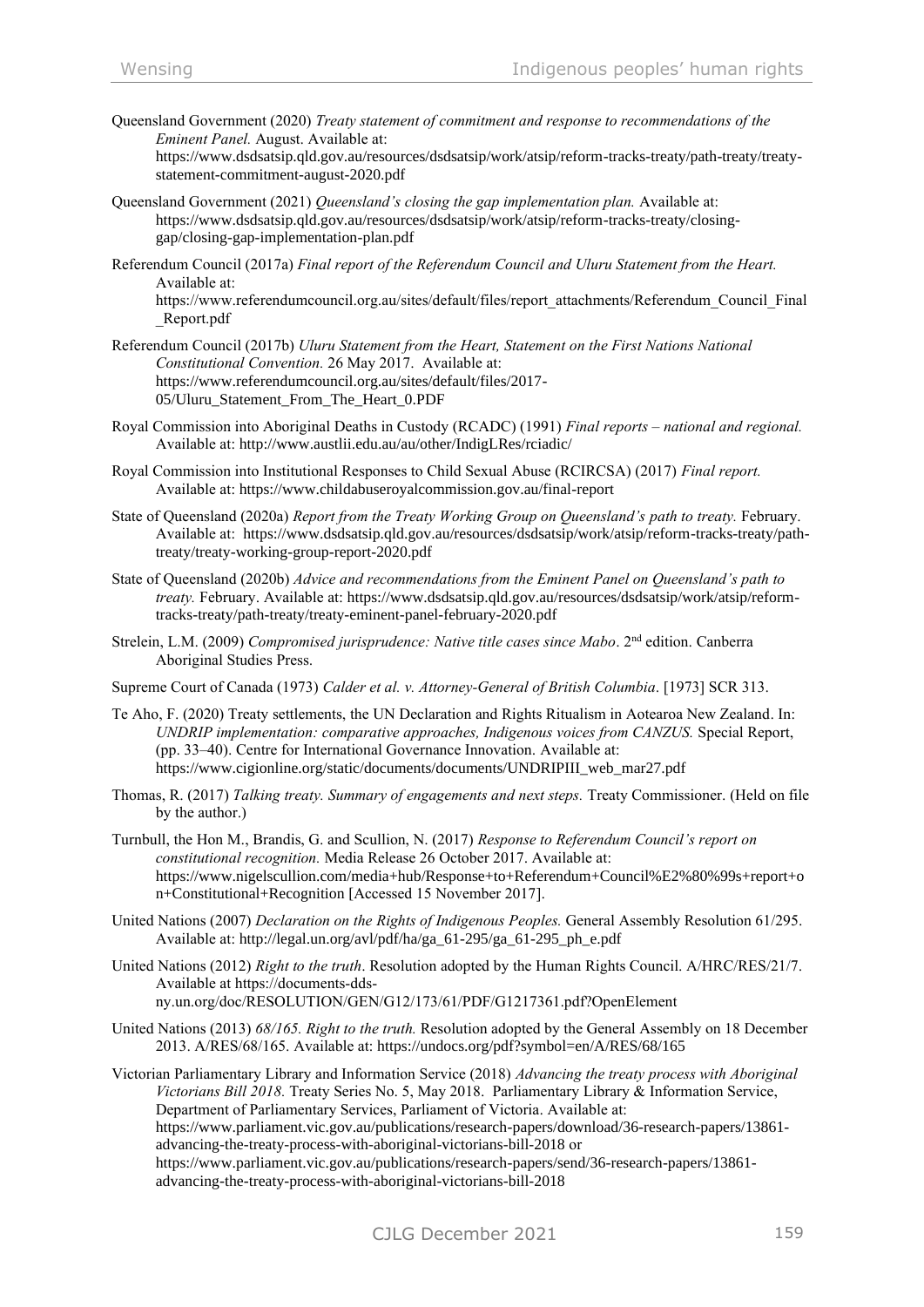Queensland Government (2020) *Treaty statement of commitment and response to recommendations of the Eminent Panel.* August. Available at: https://www.dsdsatsip.qld.gov.au/resources/dsdsatsip/work/atsip/reform-tracks-treaty/path-treaty/treaty-statement-commitment-august-2020.pdf

Queensland Government (2021) *Queensland's closing the gap implementation plan.* Available at: https://www.dsdsatsip.qld.gov.au/resources/dsdsatsip/work/atsip/reform-tracks-treaty/closing-gap/closing-gap-implementation-plan.pdf

Referendum Council (2017a) *Final report of the Referendum Council and Uluru Statement from the Heart.* Available at: https://www.referendumcouncil.org.au/sites/default/files/report_attachments/Referendum_Council_Final_Report.pdf

Referendum Council (2017b) *Uluru Statement from the Heart, Statement on the First Nations National Constitutional Convention.* 26 May 2017. Available at: https://www.referendumcouncil.org.au/sites/default/files/2017-05/Uluru_Statement_From_The_Heart_0.PDF

Royal Commission into Aboriginal Deaths in Custody (RCADC) (1991) *Final reports – national and regional.* Available at: http://www.austlii.edu.au/au/other/IndigLRes/rciadic/

Royal Commission into Institutional Responses to Child Sexual Abuse (RCIRCSA) (2017) *Final report.* Available at: https://www.childabuseroyalcommission.gov.au/final-report

State of Queensland (2020a) *Report from the Treaty Working Group on Queensland's path to treaty.* February. Available at: https://www.dsdsatsip.qld.gov.au/resources/dsdsatsip/work/atsip/reform-tracks-treaty/path-treaty/treaty-working-group-report-2020.pdf

State of Queensland (2020b) *Advice and recommendations from the Eminent Panel on Queensland's path to treaty.* February. Available at: https://www.dsdsatsip.qld.gov.au/resources/dsdsatsip/work/atsip/reform-tracks-treaty/path-treaty/treaty-eminent-panel-february-2020.pdf

Strelein, L.M. (2009) *Compromised jurisprudence: Native title cases since Mabo*. 2nd edition. Canberra Aboriginal Studies Press.

Supreme Court of Canada (1973) *Calder et al. v. Attorney-General of British Columbia*. [1973] SCR 313.

Te Aho, F. (2020) Treaty settlements, the UN Declaration and Rights Ritualism in Aotearoa New Zealand. In: *UNDRIP implementation: comparative approaches, Indigenous voices from CANZUS.* Special Report, (pp. 33–40). Centre for International Governance Innovation. Available at: https://www.cigionline.org/static/documents/documents/UNDRIPIII_web_mar27.pdf

Thomas, R. (2017) *Talking treaty. Summary of engagements and next steps.* Treaty Commissioner. (Held on file by the author.)

Turnbull, the Hon M., Brandis, G. and Scullion, N. (2017) *Response to Referendum Council's report on constitutional recognition.* Media Release 26 October 2017. Available at: https://www.nigelscullion.com/media+hub/Response+to+Referendum+Council%E2%80%99s+report+on+Constitutional+Recognition [Accessed 15 November 2017].

United Nations (2007) *Declaration on the Rights of Indigenous Peoples.* General Assembly Resolution 61/295. Available at: http://legal.un.org/avl/pdf/ha/ga_61-295/ga_61-295_ph_e.pdf

United Nations (2012) *Right to the truth*. Resolution adopted by the Human Rights Council. A/HRC/RES/21/7. Available at https://documents-dds-ny.un.org/doc/RESOLUTION/GEN/G12/173/61/PDF/G1217361.pdf?OpenElement

United Nations (2013) *68/165. Right to the truth.* Resolution adopted by the General Assembly on 18 December 2013. A/RES/68/165. Available at: https://undocs.org/pdf?symbol=en/A/RES/68/165

Victorian Parliamentary Library and Information Service (2018) *Advancing the treaty process with Aboriginal Victorians Bill 2018.* Treaty Series No. 5, May 2018. Parliamentary Library & Information Service, Department of Parliamentary Services, Parliament of Victoria. Available at: https://www.parliament.vic.gov.au/publications/research-papers/download/36-research-papers/13861-advancing-the-treaty-process-with-aboriginal-victorians-bill-2018 or https://www.parliament.vic.gov.au/publications/research-papers/send/36-research-papers/13861-advancing-the-treaty-process-with-aboriginal-victorians-bill-2018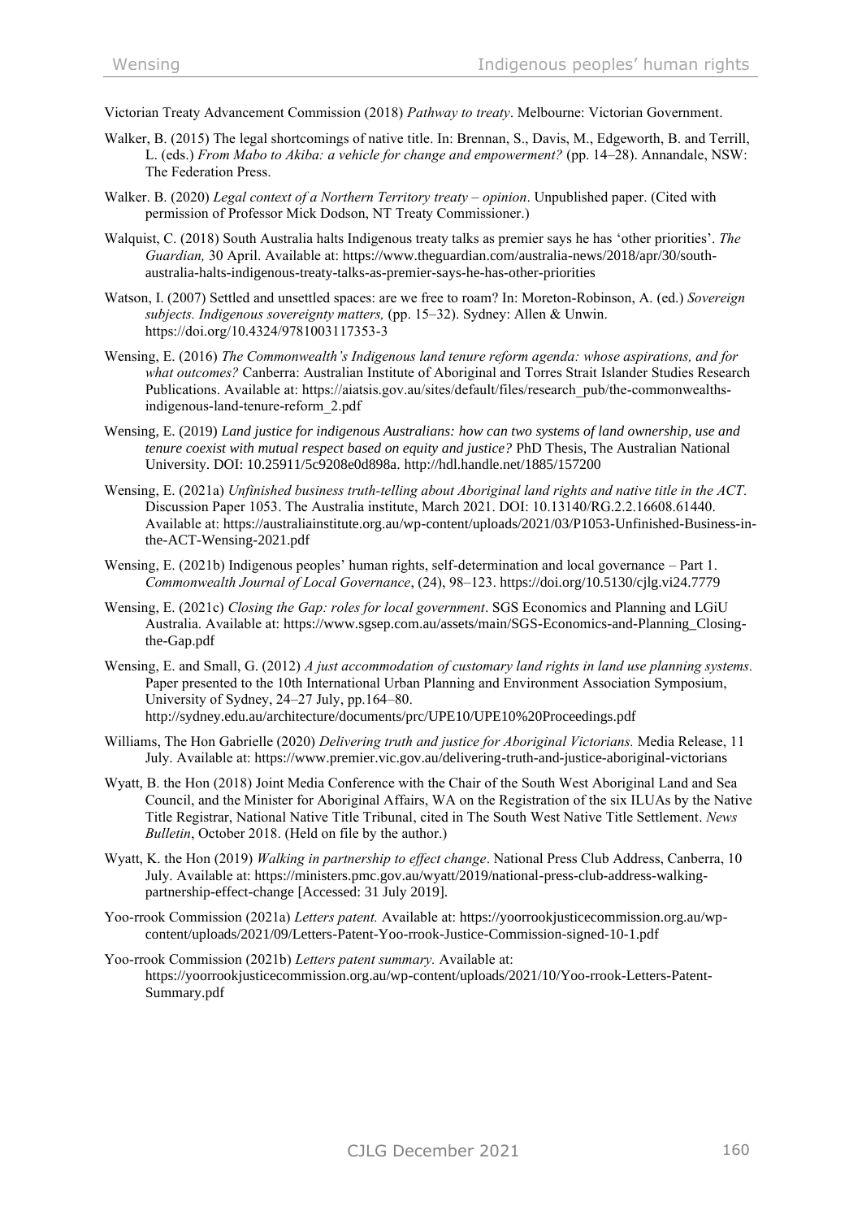Victorian Treaty Advancement Commission (2018) *Pathway to treaty*. Melbourne: Victorian Government.

Walker, B. (2015) The legal shortcomings of native title. In: Brennan, S., Davis, M., Edgeworth, B. and Terrill, L. (eds.) *From Mabo to Akiba: a vehicle for change and empowerment?* (pp. 14–28). Annandale, NSW: The Federation Press.

Walker. B. (2020) *Legal context of a Northern Territory treaty – opinion*. Unpublished paper. (Cited with permission of Professor Mick Dodson, NT Treaty Commissioner.)

Walquist, C. (2018) South Australia halts Indigenous treaty talks as premier says he has 'other priorities'. *The Guardian,* 30 April. Available at: https://www.theguardian.com/australia-news/2018/apr/30/south-australia-halts-indigenous-treaty-talks-as-premier-says-he-has-other-priorities

Watson, I. (2007) Settled and unsettled spaces: are we free to roam? In: Moreton-Robinson, A. (ed.) *Sovereign subjects. Indigenous sovereignty matters,* (pp. 15–32). Sydney: Allen & Unwin. https://doi.org/10.4324/9781003117353-3

Wensing, E. (2016) *The Commonwealth's Indigenous land tenure reform agenda: whose aspirations, and for what outcomes?* Canberra: Australian Institute of Aboriginal and Torres Strait Islander Studies Research Publications. Available at: https://aiatsis.gov.au/sites/default/files/research_pub/the-commonwealths-indigenous-land-tenure-reform_2.pdf

Wensing, E. (2019) *Land justice for indigenous Australians: how can two systems of land ownership, use and tenure coexist with mutual respect based on equity and justice?* PhD Thesis, The Australian National University. DOI: 10.25911/5c9208e0d898a. http://hdl.handle.net/1885/157200

Wensing, E. (2021a) *Unfinished business truth-telling about Aboriginal land rights and native title in the ACT*. Discussion Paper 1053. The Australia institute, March 2021. DOI: 10.13140/RG.2.2.16608.61440. Available at: https://australiainstitute.org.au/wp-content/uploads/2021/03/P1053-Unfinished-Business-in-the-ACT-Wensing-2021.pdf

Wensing, E. (2021b) Indigenous peoples' human rights, self-determination and local governance – Part 1. *Commonwealth Journal of Local Governance*, (24), 98–123. https://doi.org/10.5130/cjlg.vi24.7779

Wensing, E. (2021c) *Closing the Gap: roles for local government*. SGS Economics and Planning and LGiU Australia. Available at: https://www.sgsep.com.au/assets/main/SGS-Economics-and-Planning_Closing-the-Gap.pdf

Wensing, E. and Small, G. (2012) *A just accommodation of customary land rights in land use planning systems*. Paper presented to the 10th International Urban Planning and Environment Association Symposium, University of Sydney, 24–27 July, pp.164–80. http://sydney.edu.au/architecture/documents/prc/UPE10/UPE10%20Proceedings.pdf

Williams, The Hon Gabrielle (2020) *Delivering truth and justice for Aboriginal Victorians.* Media Release, 11 July. Available at: https://www.premier.vic.gov.au/delivering-truth-and-justice-aboriginal-victorians

Wyatt, B. the Hon (2018) Joint Media Conference with the Chair of the South West Aboriginal Land and Sea Council, and the Minister for Aboriginal Affairs, WA on the Registration of the six ILUAs by the Native Title Registrar, National Native Title Tribunal, cited in The South West Native Title Settlement. *News Bulletin*, October 2018. (Held on file by the author.)

Wyatt, K. the Hon (2019) *Walking in partnership to effect change*. National Press Club Address, Canberra, 10 July. Available at: https://ministers.pmc.gov.au/wyatt/2019/national-press-club-address-walking-partnership-effect-change [Accessed: 31 July 2019].

Yoo-rrook Commission (2021a) *Letters patent.* Available at: https://yoorrookjusticecommission.org.au/wp-content/uploads/2021/09/Letters-Patent-Yoo-rrook-Justice-Commission-signed-10-1.pdf

Yoo-rrook Commission (2021b) *Letters patent summary.* Available at: https://yoorrookjusticecommission.org.au/wp-content/uploads/2021/10/Yoo-rrook-Letters-Patent-Summary.pdf